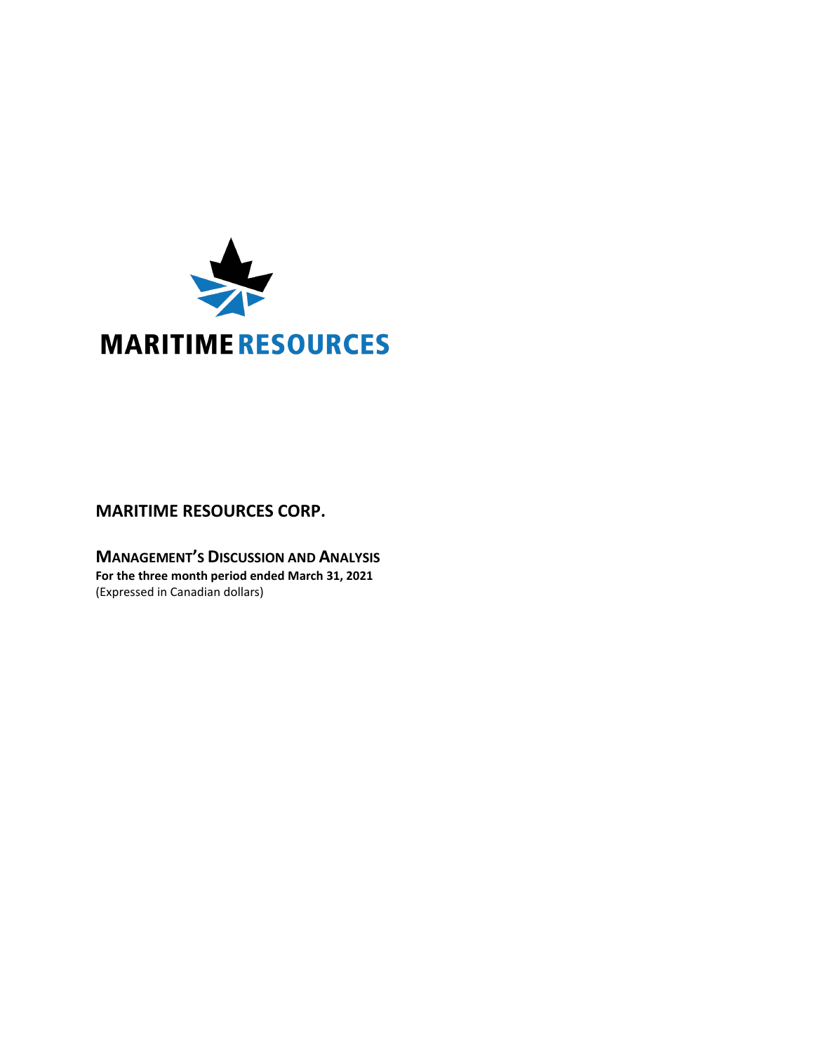MARITIME RESOURCES

# MARITIME RESOURCES CORP.

## MANAGEMENT'S DISCUSSION AND ANALYSIS

**For the three month period ended March 31, 2021**

(Expressed in Canadian dollars)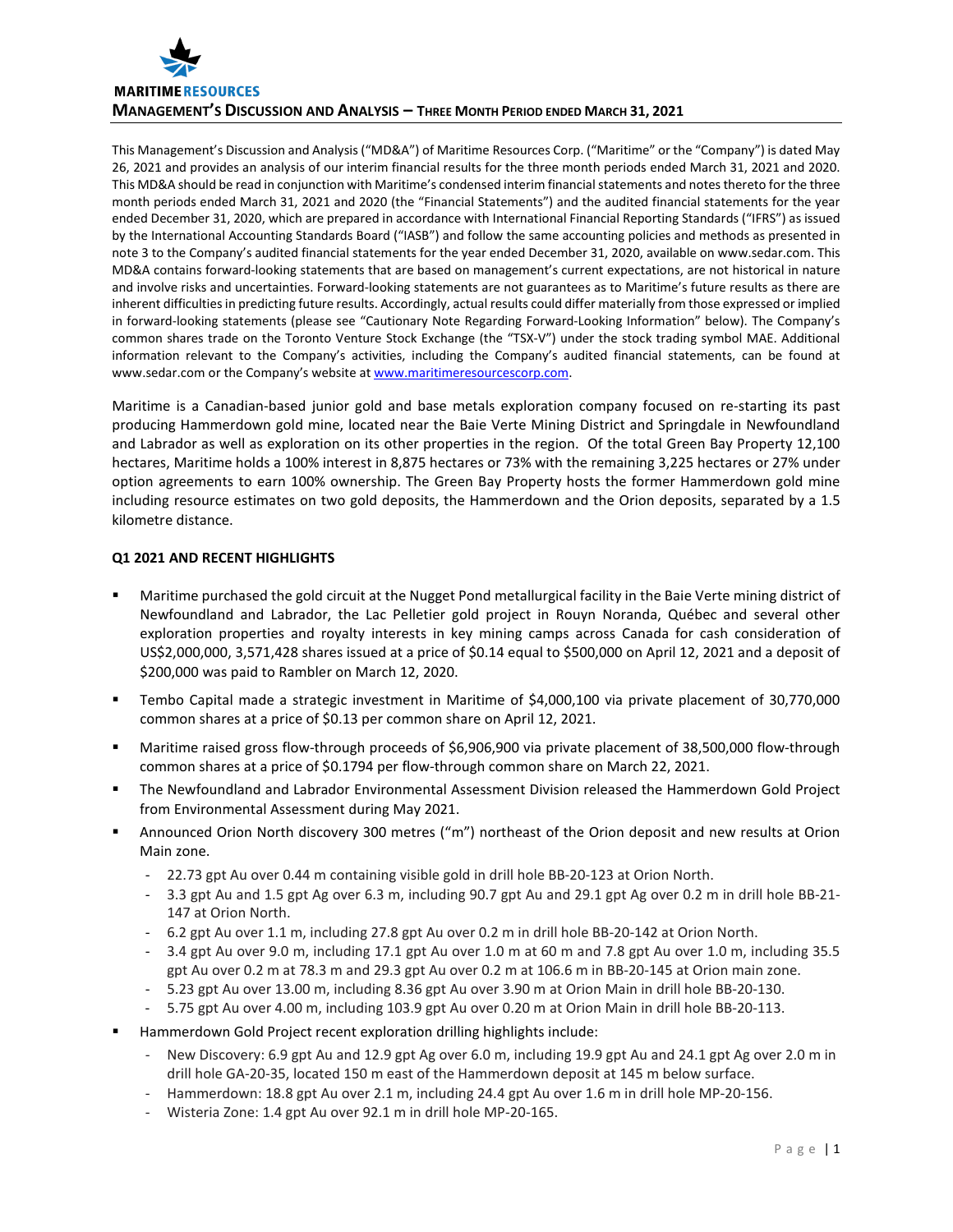# MANAGEMENT'S DISCUSSION AND ANALYSIS – THREE MONTH PERIOD ENDED MARCH 31, 2021

This Management's Discussion and Analysis ("MD&A") of Maritime Resources Corp. ("Maritime" or the "Company") is dated May 26, 2021 and provides an analysis of our interim financial results for the three month periods ended March 31, 2021 and 2020. This MD&A should be read in conjunction with Maritime's condensed interim financial statements and notes thereto for the three month periods ended March 31, 2021 and 2020 (the "Financial Statements") and the audited financial statements for the year ended December 31, 2020, which are prepared in accordance with International Financial Reporting Standards ("IFRS") as issued by the International Accounting Standards Board ("IASB") and follow the same accounting policies and methods as presented in note 3 to the Company's audited financial statements for the year ended December 31, 2020, available on www.sedar.com. This MD&A contains forward-looking statements that are based on management's current expectations, are not historical in nature and involve risks and uncertainties. Forward-looking statements are not guarantees as to Maritime's future results as there are inherent difficulties in predicting future results. Accordingly, actual results could differ materially from those expressed or implied in forward-looking statements (please see "Cautionary Note Regarding Forward-Looking Information" below). The Company's common shares trade on the Toronto Venture Stock Exchange (the "TSX-V") under the stock trading symbol MAE. Additional information relevant to the Company's activities, including the Company's audited financial statements, can be found at www.sedar.com or the Company's website at www.maritimeresourcescorp.com.

Maritime is a Canadian-based junior gold and base metals exploration company focused on re-starting its past producing Hammerdown gold mine, located near the Baie Verte Mining District and Springdale in Newfoundland and Labrador as well as exploration on its other properties in the region. Of the total Green Bay Property 12,100 hectares, Maritime holds a 100% interest in 8,875 hectares or 73% with the remaining 3,225 hectares or 27% under option agreements to earn 100% ownership. The Green Bay Property hosts the former Hammerdown gold mine including resource estimates on two gold deposits, the Hammerdown and the Orion deposits, separated by a 1.5 kilometre distance.

## Q1 2021 AND RECENT HIGHLIGHTS

- Maritime purchased the gold circuit at the Nugget Pond metallurgical facility in the Baie Verte mining district of Newfoundland and Labrador, the Lac Pelletier gold project in Rouyn Noranda, Québec and several other exploration properties and royalty interests in key mining camps across Canada for cash consideration of US$2,000,000, 3,571,428 shares issued at a price of $0.14 equal to $500,000 on April 12, 2021 and a deposit of $200,000 was paid to Rambler on March 12, 2020.
- Tembo Capital made a strategic investment in Maritime of $4,000,100 via private placement of 30,770,000 common shares at a price of $0.13 per common share on April 12, 2021.
- Maritime raised gross flow-through proceeds of $6,906,900 via private placement of 38,500,000 flow-through common shares at a price of $0.1794 per flow-through common share on March 22, 2021.
- The Newfoundland and Labrador Environmental Assessment Division released the Hammerdown Gold Project from Environmental Assessment during May 2021.
- Announced Orion North discovery 300 metres ("m") northeast of the Orion deposit and new results at Orion Main zone.
  - 22.73 gpt Au over 0.44 m containing visible gold in drill hole BB-20-123 at Orion North.
  - 3.3 gpt Au and 1.5 gpt Ag over 6.3 m, including 90.7 gpt Au and 29.1 gpt Ag over 0.2 m in drill hole BB-21-147 at Orion North.
  - 6.2 gpt Au over 1.1 m, including 27.8 gpt Au over 0.2 m in drill hole BB-20-142 at Orion North.
  - 3.4 gpt Au over 9.0 m, including 17.1 gpt Au over 1.0 m at 60 m and 7.8 gpt Au over 1.0 m, including 35.5 gpt Au over 0.2 m at 78.3 m and 29.3 gpt Au over 0.2 m at 106.6 m in BB-20-145 at Orion main zone.
  - 5.23 gpt Au over 13.00 m, including 8.36 gpt Au over 3.90 m at Orion Main in drill hole BB-20-130.
  - 5.75 gpt Au over 4.00 m, including 103.9 gpt Au over 0.20 m at Orion Main in drill hole BB-20-113.
- Hammerdown Gold Project recent exploration drilling highlights include:
  - New Discovery: 6.9 gpt Au and 12.9 gpt Ag over 6.0 m, including 19.9 gpt Au and 24.1 gpt Ag over 2.0 m in drill hole GA-20-35, located 150 m east of the Hammerdown deposit at 145 m below surface.
  - Hammerdown: 18.8 gpt Au over 2.1 m, including 24.4 gpt Au over 1.6 m in drill hole MP-20-156.
  - Wisteria Zone: 1.4 gpt Au over 92.1 m in drill hole MP-20-165.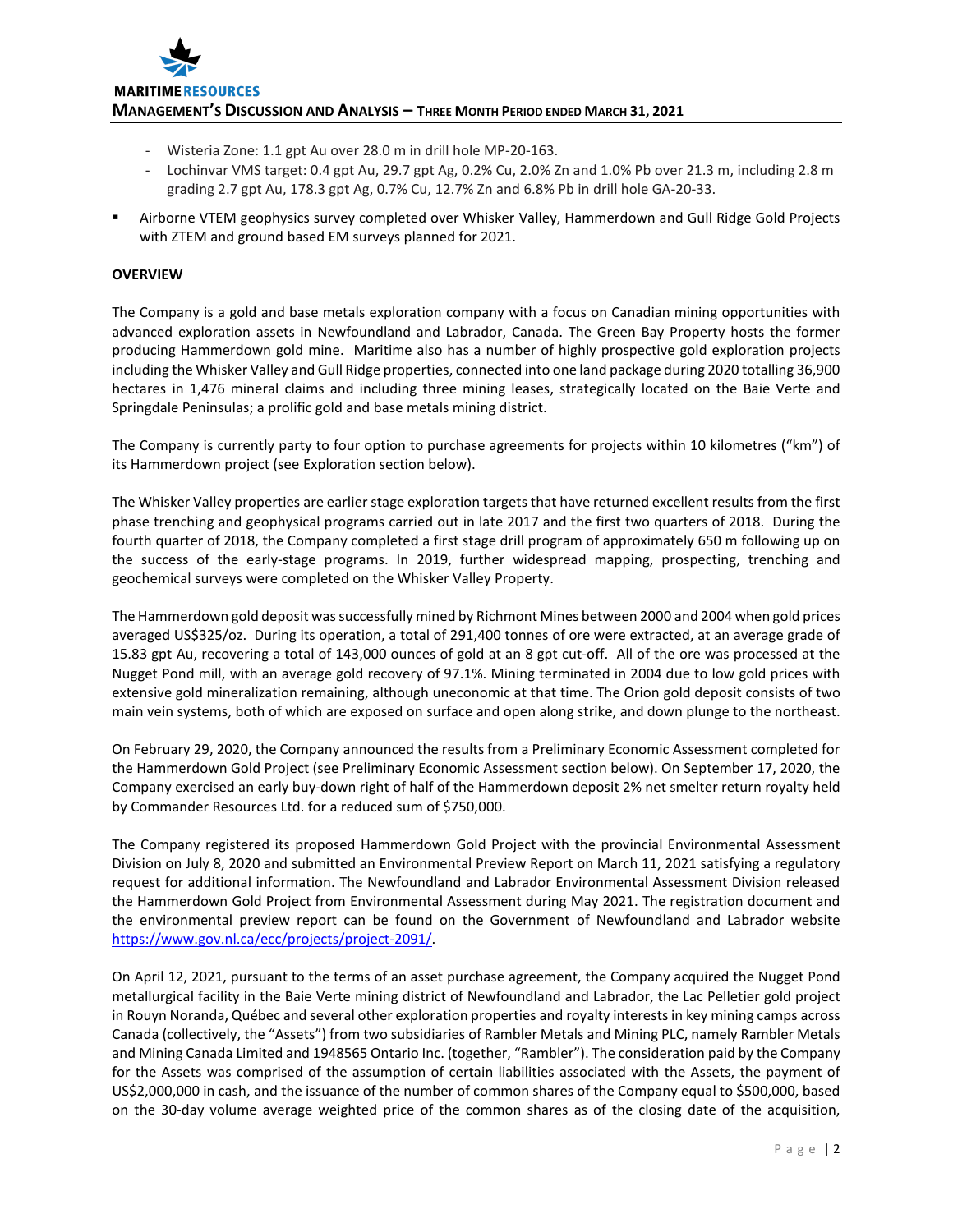- Wisteria Zone: 1.1 gpt Au over 28.0 m in drill hole MP-20-163.
- Lochinvar VMS target: 0.4 gpt Au, 29.7 gpt Ag, 0.2% Cu, 2.0% Zn and 1.0% Pb over 21.3 m, including 2.8 m grading 2.7 gpt Au, 178.3 gpt Ag, 0.7% Cu, 12.7% Zn and 6.8% Pb in drill hole GA-20-33.

- Airborne VTEM geophysics survey completed over Whisker Valley, Hammerdown and Gull Ridge Gold Projects with ZTEM and ground based EM surveys planned for 2021.

**OVERVIEW**

The Company is a gold and base metals exploration company with a focus on Canadian mining opportunities with advanced exploration assets in Newfoundland and Labrador, Canada. The Green Bay Property hosts the former producing Hammerdown gold mine. Maritime also has a number of highly prospective gold exploration projects including the Whisker Valley and Gull Ridge properties, connected into one land package during 2020 totalling 36,900 hectares in 1,476 mineral claims and including three mining leases, strategically located on the Baie Verte and Springdale Peninsulas; a prolific gold and base metals mining district.

The Company is currently party to four option to purchase agreements for projects within 10 kilometres ("km") of its Hammerdown project (see Exploration section below).

The Whisker Valley properties are earlier stage exploration targets that have returned excellent results from the first phase trenching and geophysical programs carried out in late 2017 and the first two quarters of 2018. During the fourth quarter of 2018, the Company completed a first stage drill program of approximately 650 m following up on the success of the early-stage programs. In 2019, further widespread mapping, prospecting, trenching and geochemical surveys were completed on the Whisker Valley Property.

The Hammerdown gold deposit was successfully mined by Richmont Mines between 2000 and 2004 when gold prices averaged US$325/oz. During its operation, a total of 291,400 tonnes of ore were extracted, at an average grade of 15.83 gpt Au, recovering a total of 143,000 ounces of gold at an 8 gpt cut-off. All of the ore was processed at the Nugget Pond mill, with an average gold recovery of 97.1%. Mining terminated in 2004 due to low gold prices with extensive gold mineralization remaining, although uneconomic at that time. The Orion gold deposit consists of two main vein systems, both of which are exposed on surface and open along strike, and down plunge to the northeast.

On February 29, 2020, the Company announced the results from a Preliminary Economic Assessment completed for the Hammerdown Gold Project (see Preliminary Economic Assessment section below). On September 17, 2020, the Company exercised an early buy-down right of half of the Hammerdown deposit 2% net smelter return royalty held by Commander Resources Ltd. for a reduced sum of $750,000.

The Company registered its proposed Hammerdown Gold Project with the provincial Environmental Assessment Division on July 8, 2020 and submitted an Environmental Preview Report on March 11, 2021 satisfying a regulatory request for additional information. The Newfoundland and Labrador Environmental Assessment Division released the Hammerdown Gold Project from Environmental Assessment during May 2021. The registration document and the environmental preview report can be found on the Government of Newfoundland and Labrador website https://www.gov.nl.ca/ecc/projects/project-2091/.

On April 12, 2021, pursuant to the terms of an asset purchase agreement, the Company acquired the Nugget Pond metallurgical facility in the Baie Verte mining district of Newfoundland and Labrador, the Lac Pelletier gold project in Rouyn Noranda, Québec and several other exploration properties and royalty interests in key mining camps across Canada (collectively, the "Assets") from two subsidiaries of Rambler Metals and Mining PLC, namely Rambler Metals and Mining Canada Limited and 1948565 Ontario Inc. (together, "Rambler"). The consideration paid by the Company for the Assets was comprised of the assumption of certain liabilities associated with the Assets, the payment of US$2,000,000 in cash, and the issuance of the number of common shares of the Company equal to $500,000, based on the 30-day volume average weighted price of the common shares as of the closing date of the acquisition,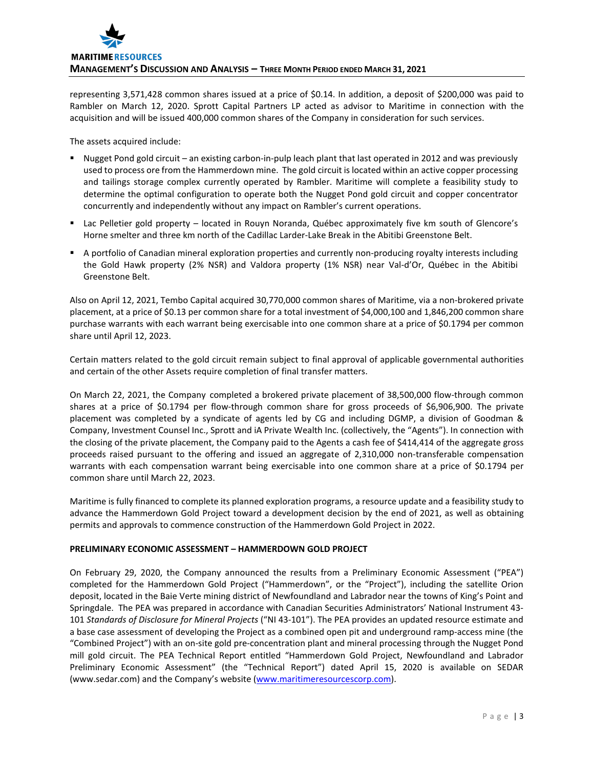representing 3,571,428 common shares issued at a price of $0.14. In addition, a deposit of $200,000 was paid to Rambler on March 12, 2020. Sprott Capital Partners LP acted as advisor to Maritime in connection with the acquisition and will be issued 400,000 common shares of the Company in consideration for such services.

The assets acquired include:

- Nugget Pond gold circuit – an existing carbon-in-pulp leach plant that last operated in 2012 and was previously used to process ore from the Hammerdown mine. The gold circuit is located within an active copper processing and tailings storage complex currently operated by Rambler. Maritime will complete a feasibility study to determine the optimal configuration to operate both the Nugget Pond gold circuit and copper concentrator concurrently and independently without any impact on Rambler's current operations.
- Lac Pelletier gold property – located in Rouyn Noranda, Québec approximately five km south of Glencore's Horne smelter and three km north of the Cadillac Larder-Lake Break in the Abitibi Greenstone Belt.
- A portfolio of Canadian mineral exploration properties and currently non-producing royalty interests including the Gold Hawk property (2% NSR) and Valdora property (1% NSR) near Val-d'Or, Québec in the Abitibi Greenstone Belt.

Also on April 12, 2021, Tembo Capital acquired 30,770,000 common shares of Maritime, via a non-brokered private placement, at a price of $0.13 per common share for a total investment of $4,000,100 and 1,846,200 common share purchase warrants with each warrant being exercisable into one common share at a price of $0.1794 per common share until April 12, 2023.

Certain matters related to the gold circuit remain subject to final approval of applicable governmental authorities and certain of the other Assets require completion of final transfer matters.

On March 22, 2021, the Company completed a brokered private placement of 38,500,000 flow-through common shares at a price of $0.1794 per flow-through common share for gross proceeds of $6,906,900. The private placement was completed by a syndicate of agents led by CG and including DGMP, a division of Goodman & Company, Investment Counsel Inc., Sprott and iA Private Wealth Inc. (collectively, the "Agents"). In connection with the closing of the private placement, the Company paid to the Agents a cash fee of $414,414 of the aggregate gross proceeds raised pursuant to the offering and issued an aggregate of 2,310,000 non-transferable compensation warrants with each compensation warrant being exercisable into one common share at a price of $0.1794 per common share until March 22, 2023.

Maritime is fully financed to complete its planned exploration programs, a resource update and a feasibility study to advance the Hammerdown Gold Project toward a development decision by the end of 2021, as well as obtaining permits and approvals to commence construction of the Hammerdown Gold Project in 2022.

## PRELIMINARY ECONOMIC ASSESSMENT – HAMMERDOWN GOLD PROJECT

On February 29, 2020, the Company announced the results from a Preliminary Economic Assessment ("PEA") completed for the Hammerdown Gold Project ("Hammerdown", or the "Project"), including the satellite Orion deposit, located in the Baie Verte mining district of Newfoundland and Labrador near the towns of King's Point and Springdale. The PEA was prepared in accordance with Canadian Securities Administrators' National Instrument 43-101 *Standards of Disclosure for Mineral Projects* ("NI 43-101"). The PEA provides an updated resource estimate and a base case assessment of developing the Project as a combined open pit and underground ramp-access mine (the "Combined Project") with an on-site gold pre-concentration plant and mineral processing through the Nugget Pond mill gold circuit. The PEA Technical Report entitled "Hammerdown Gold Project, Newfoundland and Labrador Preliminary Economic Assessment" (the "Technical Report") dated April 15, 2020 is available on SEDAR (www.sedar.com) and the Company's website (www.maritimeresourcescorp.com).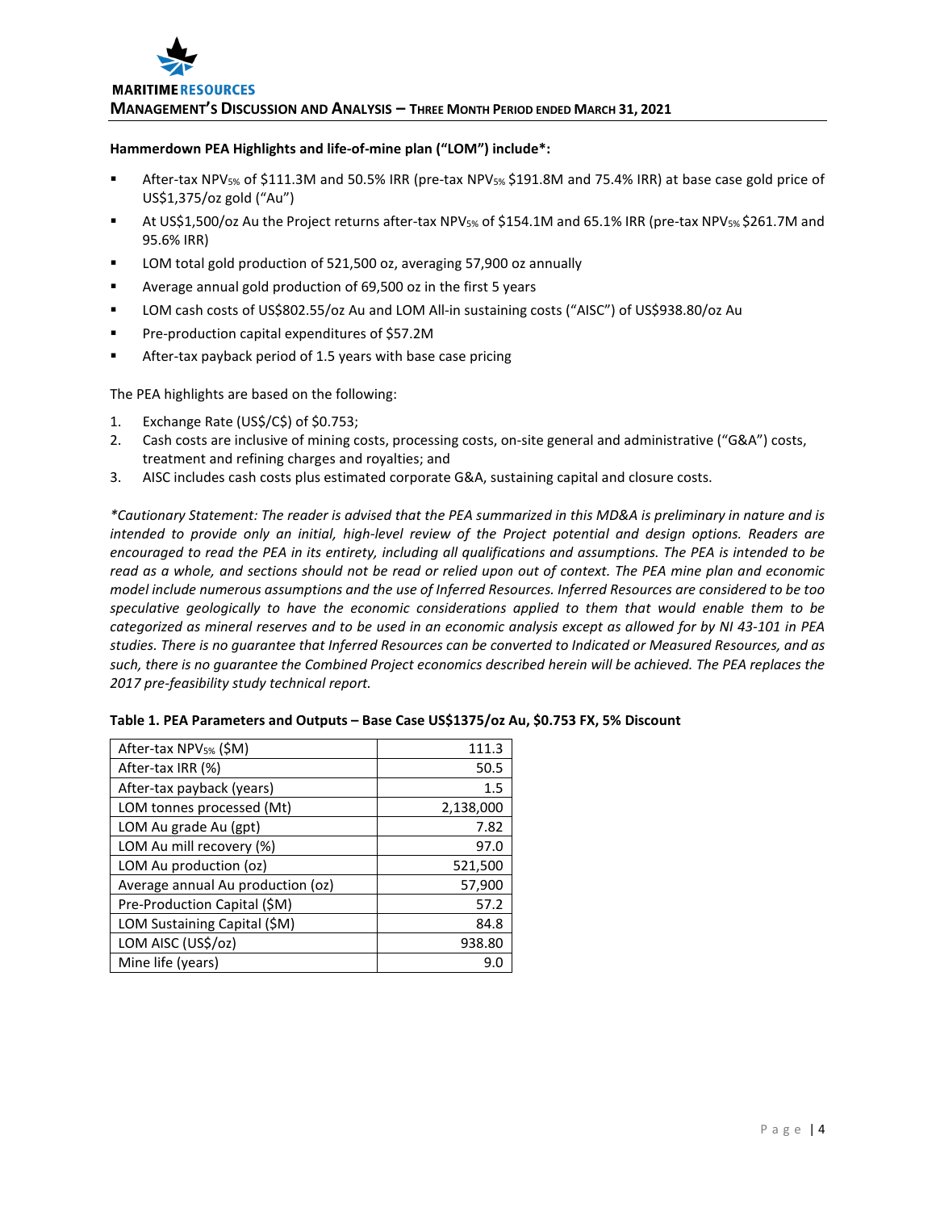**Hammerdown PEA Highlights and life-of-mine plan ("LOM") include*:**

- After-tax $NPV_{5\%}$ of \$111.3M and 50.5% IRR (pre-tax $NPV_{5\%}$ \$191.8M and 75.4% IRR) at base case gold price of US\$1,375/oz gold ("Au")
- At US\$1,500/oz Au the Project returns after-tax $NPV_{5\%}$ of \$154.1M and 65.1% IRR (pre-tax $NPV_{5\%}$ \$261.7M and 95.6% IRR)
- LOM total gold production of 521,500 oz, averaging 57,900 oz annually
- Average annual gold production of 69,500 oz in the first 5 years
- LOM cash costs of US\$802.55/oz Au and LOM All-in sustaining costs ("AISC") of US\$938.80/oz Au
- Pre-production capital expenditures of \$57.2M
- After-tax payback period of 1.5 years with base case pricing

The PEA highlights are based on the following:

1. Exchange Rate (US\$/C\$) of \$0.753;
2. Cash costs are inclusive of mining costs, processing costs, on-site general and administrative ("G&A") costs, treatment and refining charges and royalties; and
3. AISC includes cash costs plus estimated corporate G&A, sustaining capital and closure costs.

**Cautionary Statement: The reader is advised that the PEA summarized in this MD&A is preliminary in nature and is intended to provide only an initial, high-level review of the Project potential and design options. Readers are encouraged to read the PEA in its entirety, including all qualifications and assumptions. The PEA is intended to be read as a whole, and sections should not be read or relied upon out of context. The PEA mine plan and economic model include numerous assumptions and the use of Inferred Resources. Inferred Resources are considered to be too speculative geologically to have the economic considerations applied to them that would enable them to be categorized as mineral reserves and to be used in an economic analysis except as allowed for by NI 43-101 in PEA studies. There is no guarantee that Inferred Resources can be converted to Indicated or Measured Resources, and as such, there is no guarantee the Combined Project economics described herein will be achieved. The PEA replaces the 2017 pre-feasibility study technical report.*

**Table 1. PEA Parameters and Outputs – Base Case US\$1375/oz Au, \$0.753 FX, 5% Discount**

| Parameter | Value |
|---|---|
| After-tax $NPV_{5\%}$ (\$M) | 111.3 |
| After-tax IRR (%) | 50.5 |
| After-tax payback (years) | 1.5 |
| LOM tonnes processed (Mt) | 2,138,000 |
| LOM Au grade Au (gpt) | 7.82 |
| LOM Au mill recovery (%) | 97.0 |
| LOM Au production (oz) | 521,500 |
| Average annual Au production (oz) | 57,900 |
| Pre-Production Capital (\$M) | 57.2 |
| LOM Sustaining Capital (\$M) | 84.8 |
| LOM AISC (US\$/oz) | 938.80 |
| Mine life (years) | 9.0 |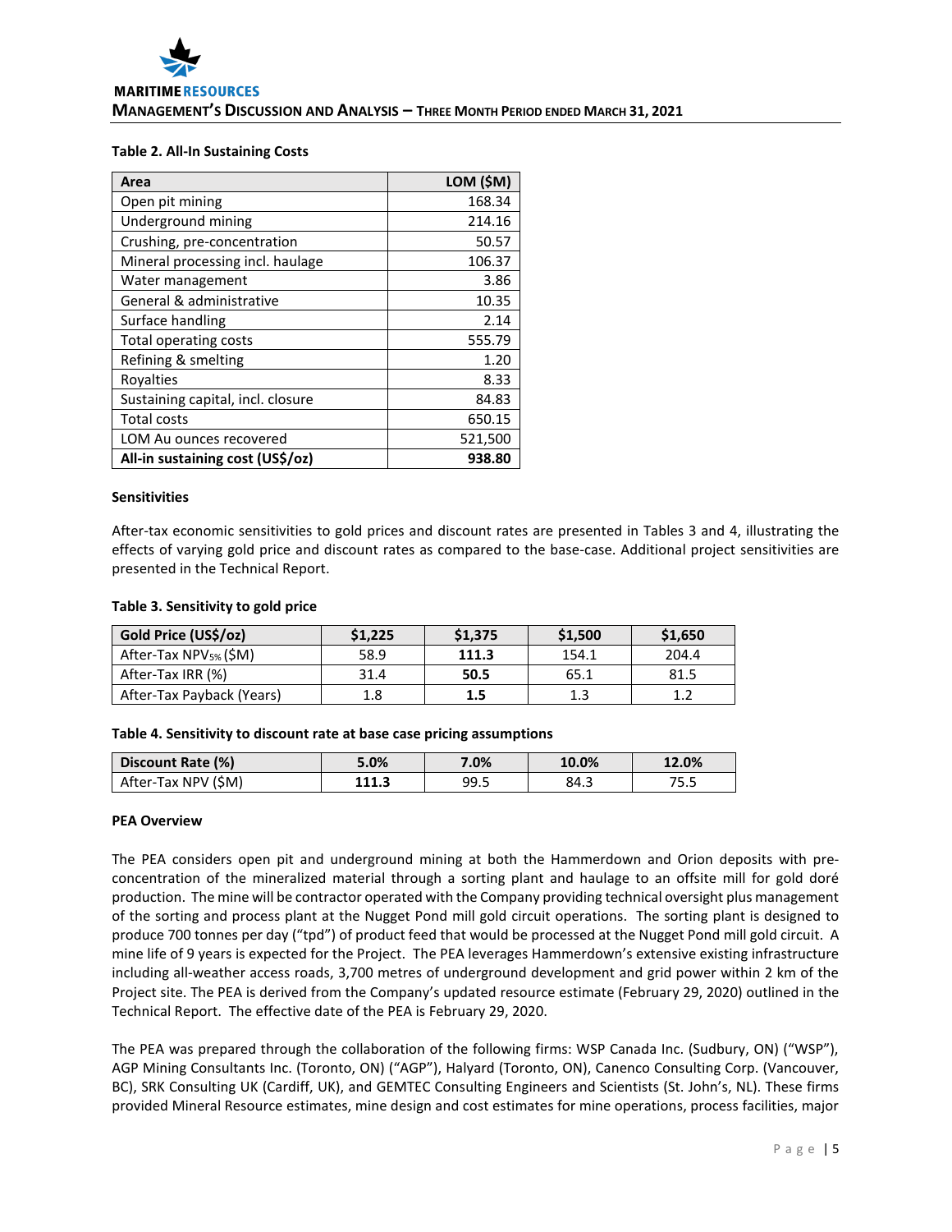**Table 2. All-In Sustaining Costs**

| Area | LOM ($M) |
|---|---|
| Open pit mining | 168.34 |
| Underground mining | 214.16 |
| Crushing, pre-concentration | 50.57 |
| Mineral processing incl. haulage | 106.37 |
| Water management | 3.86 |
| General & administrative | 10.35 |
| Surface handling | 2.14 |
| Total operating costs | 555.79 |
| Refining & smelting | 1.20 |
| Royalties | 8.33 |
| Sustaining capital, incl. closure | 84.83 |
| Total costs | 650.15 |
| LOM Au ounces recovered | 521,500 |
| **All-in sustaining cost (US$/oz)** | **938.80** |

**Sensitivities**

After-tax economic sensitivities to gold prices and discount rates are presented in Tables 3 and 4, illustrating the effects of varying gold price and discount rates as compared to the base-case. Additional project sensitivities are presented in the Technical Report.

**Table 3. Sensitivity to gold price**

| Gold Price (US$/oz) | $1,225 | $1,375 | $1,500 | $1,650 |
|---|---|---|---|---|
| After-Tax $NPV_{5\%}$ ($M) | 58.9 | **111.3** | 154.1 | 204.4 |
| After-Tax IRR (%) | 31.4 | **50.5** | 65.1 | 81.5 |
| After-Tax Payback (Years) | 1.8 | **1.5** | 1.3 | 1.2 |

**Table 4. Sensitivity to discount rate at base case pricing assumptions**

| Discount Rate (%) | 5.0% | 7.0% | 10.0% | 12.0% |
|---|---|---|---|---|
| After-Tax NPV ($M) | **111.3** | 99.5 | 84.3 | 75.5 |

**PEA Overview**

The PEA considers open pit and underground mining at both the Hammerdown and Orion deposits with pre-concentration of the mineralized material through a sorting plant and haulage to an offsite mill for gold doré production. The mine will be contractor operated with the Company providing technical oversight plus management of the sorting and process plant at the Nugget Pond mill gold circuit operations. The sorting plant is designed to produce 700 tonnes per day ("tpd") of product feed that would be processed at the Nugget Pond mill gold circuit. A mine life of 9 years is expected for the Project. The PEA leverages Hammerdown's extensive existing infrastructure including all-weather access roads, 3,700 metres of underground development and grid power within 2 km of the Project site. The PEA is derived from the Company's updated resource estimate (February 29, 2020) outlined in the Technical Report. The effective date of the PEA is February 29, 2020.

The PEA was prepared through the collaboration of the following firms: WSP Canada Inc. (Sudbury, ON) ("WSP"), AGP Mining Consultants Inc. (Toronto, ON) ("AGP"), Halyard (Toronto, ON), Canenco Consulting Corp. (Vancouver, BC), SRK Consulting UK (Cardiff, UK), and GEMTEC Consulting Engineers and Scientists (St. John's, NL). These firms provided Mineral Resource estimates, mine design and cost estimates for mine operations, process facilities, major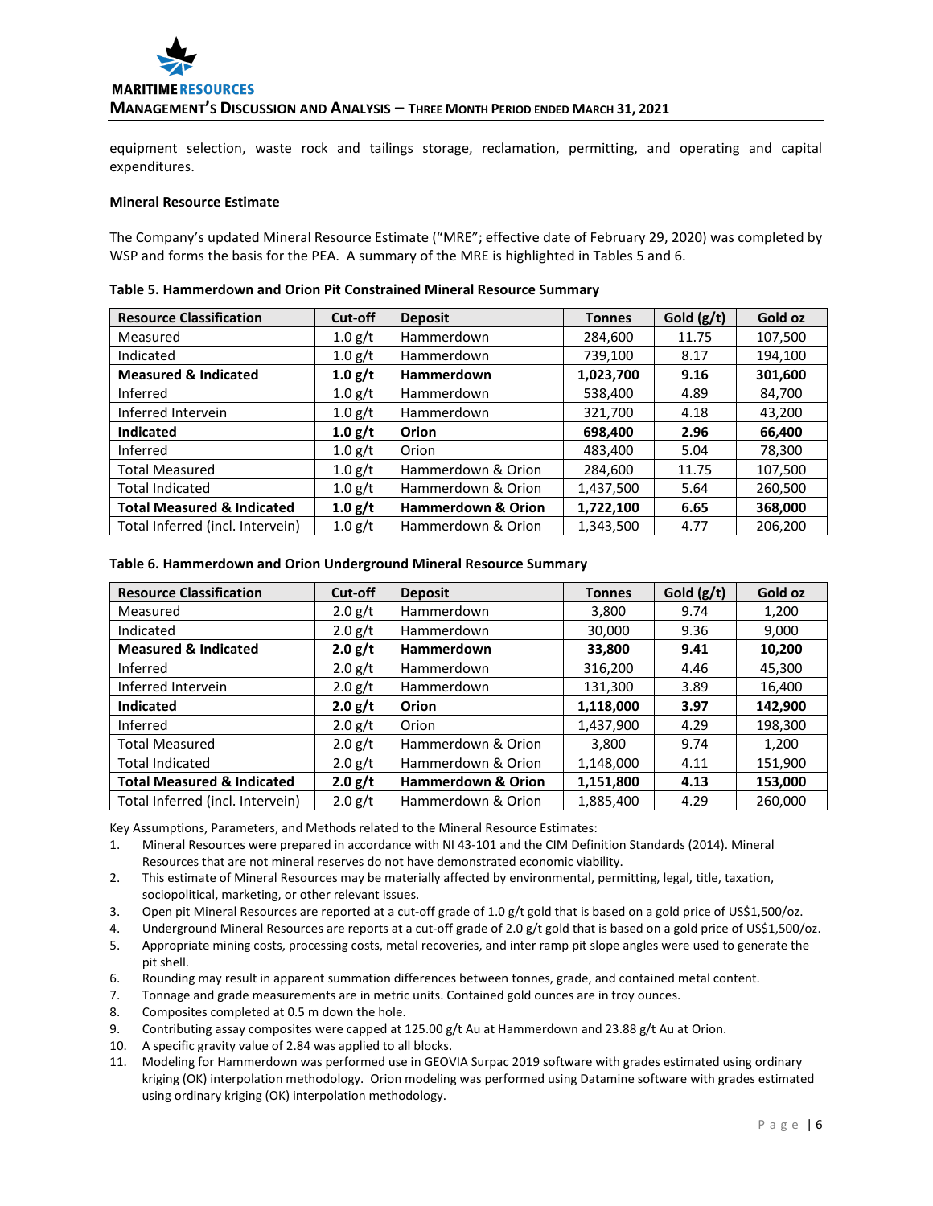equipment selection, waste rock and tailings storage, reclamation, permitting, and operating and capital expenditures.

**Mineral Resource Estimate**

The Company's updated Mineral Resource Estimate ("MRE"; effective date of February 29, 2020) was completed by WSP and forms the basis for the PEA. A summary of the MRE is highlighted in Tables 5 and 6.

**Table 5. Hammerdown and Orion Pit Constrained Mineral Resource Summary**

| Resource Classification | Cut-off | Deposit | Tonnes | Gold (g/t) | Gold oz |
|---|---|---|---|---|---|
| Measured | 1.0 g/t | Hammerdown | 284,600 | 11.75 | 107,500 |
| Indicated | 1.0 g/t | Hammerdown | 739,100 | 8.17 | 194,100 |
| **Measured & Indicated** | **1.0 g/t** | **Hammerdown** | **1,023,700** | **9.16** | **301,600** |
| Inferred | 1.0 g/t | Hammerdown | 538,400 | 4.89 | 84,700 |
| Inferred Intervein | 1.0 g/t | Hammerdown | 321,700 | 4.18 | 43,200 |
| **Indicated** | **1.0 g/t** | **Orion** | **698,400** | **2.96** | **66,400** |
| Inferred | 1.0 g/t | Orion | 483,400 | 5.04 | 78,300 |
| Total Measured | 1.0 g/t | Hammerdown & Orion | 284,600 | 11.75 | 107,500 |
| Total Indicated | 1.0 g/t | Hammerdown & Orion | 1,437,500 | 5.64 | 260,500 |
| **Total Measured & Indicated** | **1.0 g/t** | **Hammerdown & Orion** | **1,722,100** | **6.65** | **368,000** |
| Total Inferred (incl. Intervein) | 1.0 g/t | Hammerdown & Orion | 1,343,500 | 4.77 | 206,200 |

**Table 6. Hammerdown and Orion Underground Mineral Resource Summary**

| Resource Classification | Cut-off | Deposit | Tonnes | Gold (g/t) | Gold oz |
|---|---|---|---|---|---|
| Measured | 2.0 g/t | Hammerdown | 3,800 | 9.74 | 1,200 |
| Indicated | 2.0 g/t | Hammerdown | 30,000 | 9.36 | 9,000 |
| **Measured & Indicated** | **2.0 g/t** | **Hammerdown** | **33,800** | **9.41** | **10,200** |
| Inferred | 2.0 g/t | Hammerdown | 316,200 | 4.46 | 45,300 |
| Inferred Intervein | 2.0 g/t | Hammerdown | 131,300 | 3.89 | 16,400 |
| **Indicated** | **2.0 g/t** | **Orion** | **1,118,000** | **3.97** | **142,900** |
| Inferred | 2.0 g/t | Orion | 1,437,900 | 4.29 | 198,300 |
| Total Measured | 2.0 g/t | Hammerdown & Orion | 3,800 | 9.74 | 1,200 |
| Total Indicated | 2.0 g/t | Hammerdown & Orion | 1,148,000 | 4.11 | 151,900 |
| **Total Measured & Indicated** | **2.0 g/t** | **Hammerdown & Orion** | **1,151,800** | **4.13** | **153,000** |
| Total Inferred (incl. Intervein) | 2.0 g/t | Hammerdown & Orion | 1,885,400 | 4.29 | 260,000 |

Key Assumptions, Parameters, and Methods related to the Mineral Resource Estimates:

1. Mineral Resources were prepared in accordance with NI 43-101 and the CIM Definition Standards (2014). Mineral Resources that are not mineral reserves do not have demonstrated economic viability.
2. This estimate of Mineral Resources may be materially affected by environmental, permitting, legal, title, taxation, sociopolitical, marketing, or other relevant issues.
3. Open pit Mineral Resources are reported at a cut-off grade of 1.0 g/t gold that is based on a gold price of US$1,500/oz.
4. Underground Mineral Resources are reports at a cut-off grade of 2.0 g/t gold that is based on a gold price of US$1,500/oz.
5. Appropriate mining costs, processing costs, metal recoveries, and inter ramp pit slope angles were used to generate the pit shell.
6. Rounding may result in apparent summation differences between tonnes, grade, and contained metal content.
7. Tonnage and grade measurements are in metric units. Contained gold ounces are in troy ounces.
8. Composites completed at 0.5 m down the hole.
9. Contributing assay composites were capped at 125.00 g/t Au at Hammerdown and 23.88 g/t Au at Orion.
10. A specific gravity value of 2.84 was applied to all blocks.
11. Modeling for Hammerdown was performed use in GEOVIA Surpac 2019 software with grades estimated using ordinary kriging (OK) interpolation methodology. Orion modeling was performed using Datamine software with grades estimated using ordinary kriging (OK) interpolation methodology.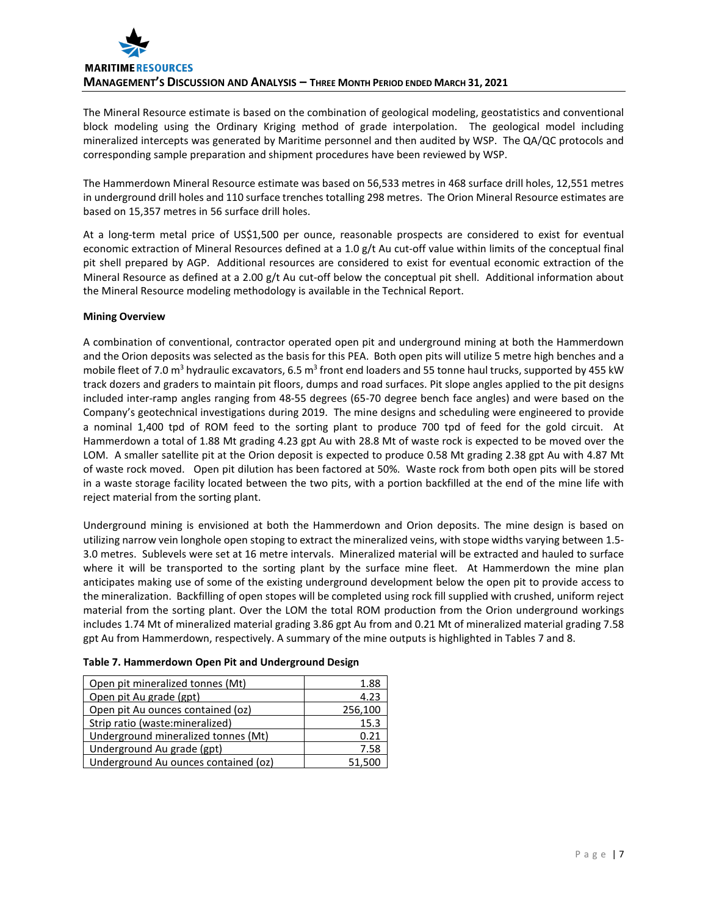The Mineral Resource estimate is based on the combination of geological modeling, geostatistics and conventional block modeling using the Ordinary Kriging method of grade interpolation. The geological model including mineralized intercepts was generated by Maritime personnel and then audited by WSP. The QA/QC protocols and corresponding sample preparation and shipment procedures have been reviewed by WSP.

The Hammerdown Mineral Resource estimate was based on 56,533 metres in 468 surface drill holes, 12,551 metres in underground drill holes and 110 surface trenches totalling 298 metres. The Orion Mineral Resource estimates are based on 15,357 metres in 56 surface drill holes.

At a long-term metal price of US$1,500 per ounce, reasonable prospects are considered to exist for eventual economic extraction of Mineral Resources defined at a 1.0 g/t Au cut-off value within limits of the conceptual final pit shell prepared by AGP. Additional resources are considered to exist for eventual economic extraction of the Mineral Resource as defined at a 2.00 g/t Au cut-off below the conceptual pit shell. Additional information about the Mineral Resource modeling methodology is available in the Technical Report.

**Mining Overview**

A combination of conventional, contractor operated open pit and underground mining at both the Hammerdown and the Orion deposits was selected as the basis for this PEA. Both open pits will utilize 5 metre high benches and a mobile fleet of 7.0 m$^3$ hydraulic excavators, 6.5 m$^3$ front end loaders and 55 tonne haul trucks, supported by 455 kW track dozers and graders to maintain pit floors, dumps and road surfaces. Pit slope angles applied to the pit designs included inter-ramp angles ranging from 48-55 degrees (65-70 degree bench face angles) and were based on the Company's geotechnical investigations during 2019. The mine designs and scheduling were engineered to provide a nominal 1,400 tpd of ROM feed to the sorting plant to produce 700 tpd of feed for the gold circuit. At Hammerdown a total of 1.88 Mt grading 4.23 gpt Au with 28.8 Mt of waste rock is expected to be moved over the LOM. A smaller satellite pit at the Orion deposit is expected to produce 0.58 Mt grading 2.38 gpt Au with 4.87 Mt of waste rock moved. Open pit dilution has been factored at 50%. Waste rock from both open pits will be stored in a waste storage facility located between the two pits, with a portion backfilled at the end of the mine life with reject material from the sorting plant.

Underground mining is envisioned at both the Hammerdown and Orion deposits. The mine design is based on utilizing narrow vein longhole open stoping to extract the mineralized veins, with stope widths varying between 1.5-3.0 metres. Sublevels were set at 16 metre intervals. Mineralized material will be extracted and hauled to surface where it will be transported to the sorting plant by the surface mine fleet. At Hammerdown the mine plan anticipates making use of some of the existing underground development below the open pit to provide access to the mineralization. Backfilling of open stopes will be completed using rock fill supplied with crushed, uniform reject material from the sorting plant. Over the LOM the total ROM production from the Orion underground workings includes 1.74 Mt of mineralized material grading 3.86 gpt Au from and 0.21 Mt of mineralized material grading 7.58 gpt Au from Hammerdown, respectively. A summary of the mine outputs is highlighted in Tables 7 and 8.

**Table 7. Hammerdown Open Pit and Underground Design**

| | |
|---|---:|
| Open pit mineralized tonnes (Mt) | 1.88 |
| Open pit Au grade (gpt) | 4.23 |
| Open pit Au ounces contained (oz) | 256,100 |
| Strip ratio (waste:mineralized) | 15.3 |
| Underground mineralized tonnes (Mt) | 0.21 |
| Underground Au grade (gpt) | 7.58 |
| Underground Au ounces contained (oz) | 51,500 |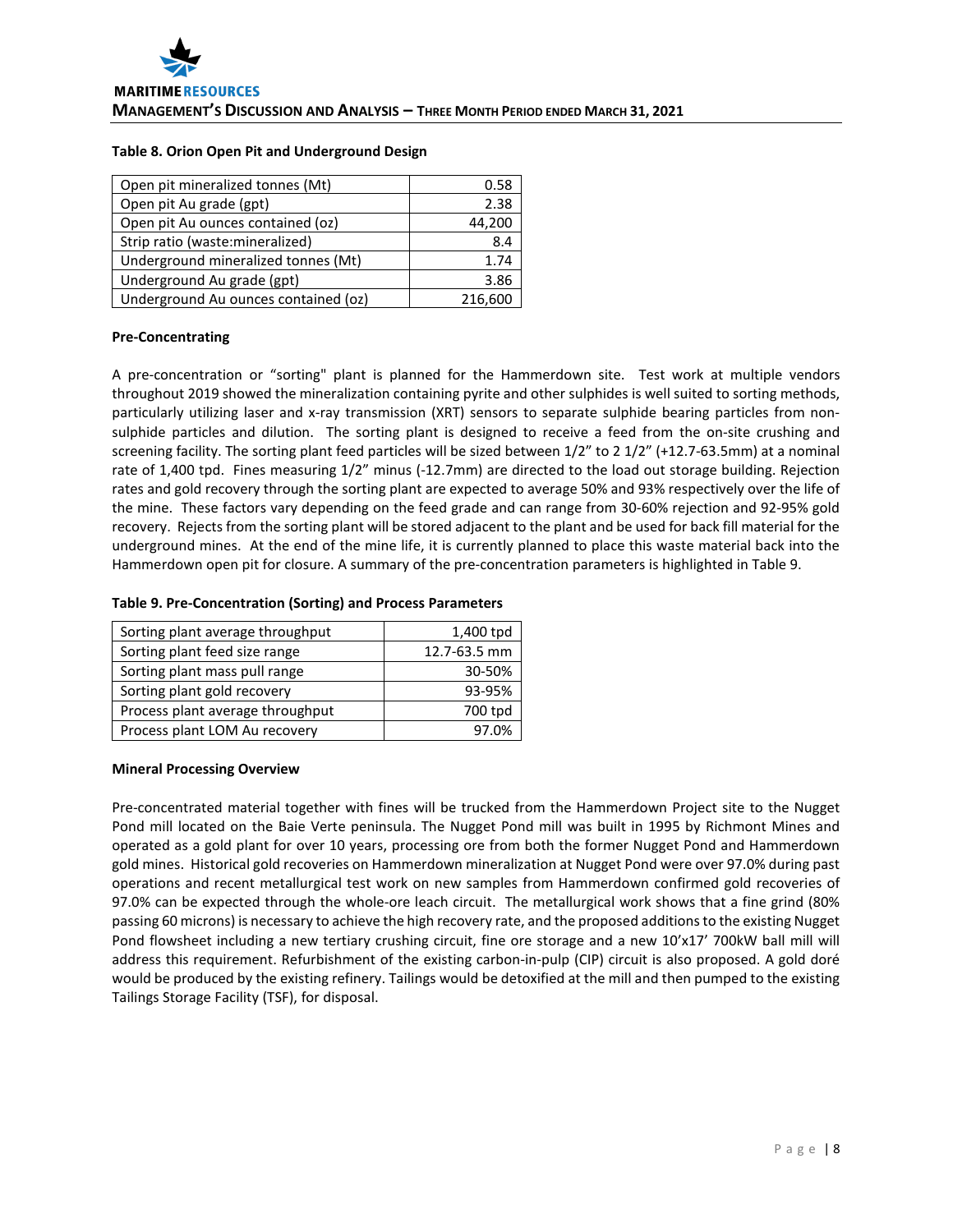**Table 8. Orion Open Pit and Underground Design**

| | |
|---|---|
| Open pit mineralized tonnes (Mt) | 0.58 |
| Open pit Au grade (gpt) | 2.38 |
| Open pit Au ounces contained (oz) | 44,200 |
| Strip ratio (waste:mineralized) | 8.4 |
| Underground mineralized tonnes (Mt) | 1.74 |
| Underground Au grade (gpt) | 3.86 |
| Underground Au ounces contained (oz) | 216,600 |

**Pre-Concentrating**

A pre-concentration or "sorting" plant is planned for the Hammerdown site. Test work at multiple vendors throughout 2019 showed the mineralization containing pyrite and other sulphides is well suited to sorting methods, particularly utilizing laser and x-ray transmission (XRT) sensors to separate sulphide bearing particles from non-sulphide particles and dilution. The sorting plant is designed to receive a feed from the on-site crushing and screening facility. The sorting plant feed particles will be sized between 1/2" to 2 1/2" (+12.7-63.5mm) at a nominal rate of 1,400 tpd. Fines measuring 1/2" minus (-12.7mm) are directed to the load out storage building. Rejection rates and gold recovery through the sorting plant are expected to average 50% and 93% respectively over the life of the mine. These factors vary depending on the feed grade and can range from 30-60% rejection and 92-95% gold recovery. Rejects from the sorting plant will be stored adjacent to the plant and be used for back fill material for the underground mines. At the end of the mine life, it is currently planned to place this waste material back into the Hammerdown open pit for closure. A summary of the pre-concentration parameters is highlighted in Table 9.

**Table 9. Pre-Concentration (Sorting) and Process Parameters**

| | |
|---|---|
| Sorting plant average throughput | 1,400 tpd |
| Sorting plant feed size range | 12.7-63.5 mm |
| Sorting plant mass pull range | 30-50% |
| Sorting plant gold recovery | 93-95% |
| Process plant average throughput | 700 tpd |
| Process plant LOM Au recovery | 97.0% |

**Mineral Processing Overview**

Pre-concentrated material together with fines will be trucked from the Hammerdown Project site to the Nugget Pond mill located on the Baie Verte peninsula. The Nugget Pond mill was built in 1995 by Richmont Mines and operated as a gold plant for over 10 years, processing ore from both the former Nugget Pond and Hammerdown gold mines. Historical gold recoveries on Hammerdown mineralization at Nugget Pond were over 97.0% during past operations and recent metallurgical test work on new samples from Hammerdown confirmed gold recoveries of 97.0% can be expected through the whole-ore leach circuit. The metallurgical work shows that a fine grind (80% passing 60 microns) is necessary to achieve the high recovery rate, and the proposed additions to the existing Nugget Pond flowsheet including a new tertiary crushing circuit, fine ore storage and a new 10'x17' 700kW ball mill will address this requirement. Refurbishment of the existing carbon-in-pulp (CIP) circuit is also proposed. A gold doré would be produced by the existing refinery. Tailings would be detoxified at the mill and then pumped to the existing Tailings Storage Facility (TSF), for disposal.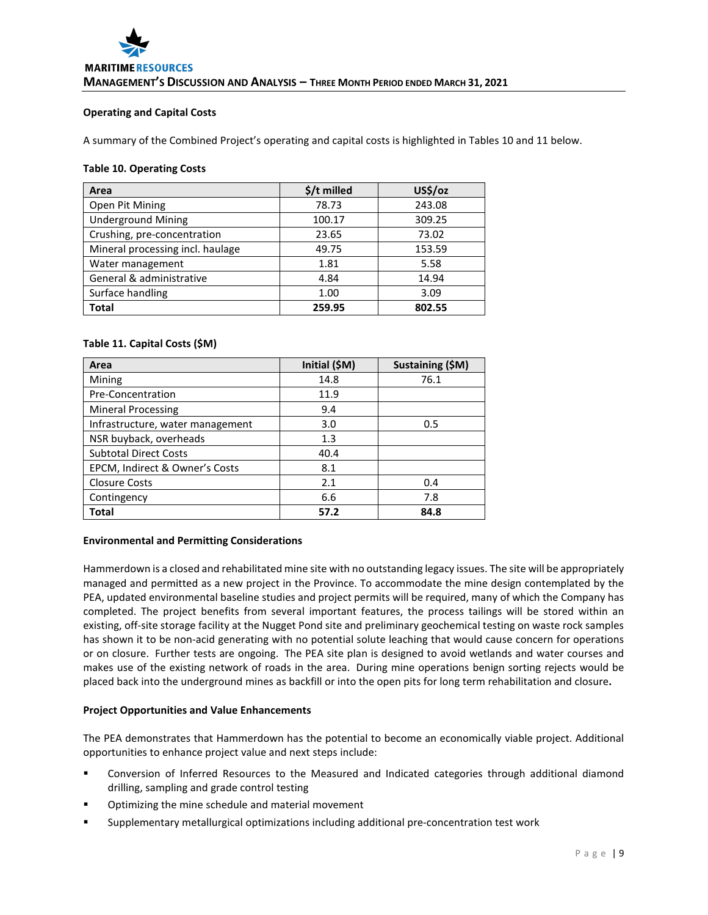### Operating and Capital Costs

A summary of the Combined Project's operating and capital costs is highlighted in Tables 10 and 11 below.

**Table 10. Operating Costs**

| Area | $/t milled | US$/oz |
|---|---|---|
| Open Pit Mining | 78.73 | 243.08 |
| Underground Mining | 100.17 | 309.25 |
| Crushing, pre-concentration | 23.65 | 73.02 |
| Mineral processing incl. haulage | 49.75 | 153.59 |
| Water management | 1.81 | 5.58 |
| General & administrative | 4.84 | 14.94 |
| Surface handling | 1.00 | 3.09 |
| **Total** | **259.95** | **802.55** |

**Table 11. Capital Costs ($M)**

| Area | Initial ($M) | Sustaining ($M) |
|---|---|---|
| Mining | 14.8 | 76.1 |
| Pre-Concentration | 11.9 | |
| Mineral Processing | 9.4 | |
| Infrastructure, water management | 3.0 | 0.5 |
| NSR buyback, overheads | 1.3 | |
| Subtotal Direct Costs | 40.4 | |
| EPCM, Indirect & Owner's Costs | 8.1 | |
| Closure Costs | 2.1 | 0.4 |
| Contingency | 6.6 | 7.8 |
| **Total** | **57.2** | **84.8** |

### Environmental and Permitting Considerations

Hammerdown is a closed and rehabilitated mine site with no outstanding legacy issues. The site will be appropriately managed and permitted as a new project in the Province. To accommodate the mine design contemplated by the PEA, updated environmental baseline studies and project permits will be required, many of which the Company has completed. The project benefits from several important features, the process tailings will be stored within an existing, off-site storage facility at the Nugget Pond site and preliminary geochemical testing on waste rock samples has shown it to be non-acid generating with no potential solute leaching that would cause concern for operations or on closure. Further tests are ongoing. The PEA site plan is designed to avoid wetlands and water courses and makes use of the existing network of roads in the area. During mine operations benign sorting rejects would be placed back into the underground mines as backfill or into the open pits for long term rehabilitation and closure.

### Project Opportunities and Value Enhancements

The PEA demonstrates that Hammerdown has the potential to become an economically viable project. Additional opportunities to enhance project value and next steps include:

- Conversion of Inferred Resources to the Measured and Indicated categories through additional diamond drilling, sampling and grade control testing
- Optimizing the mine schedule and material movement
- Supplementary metallurgical optimizations including additional pre-concentration test work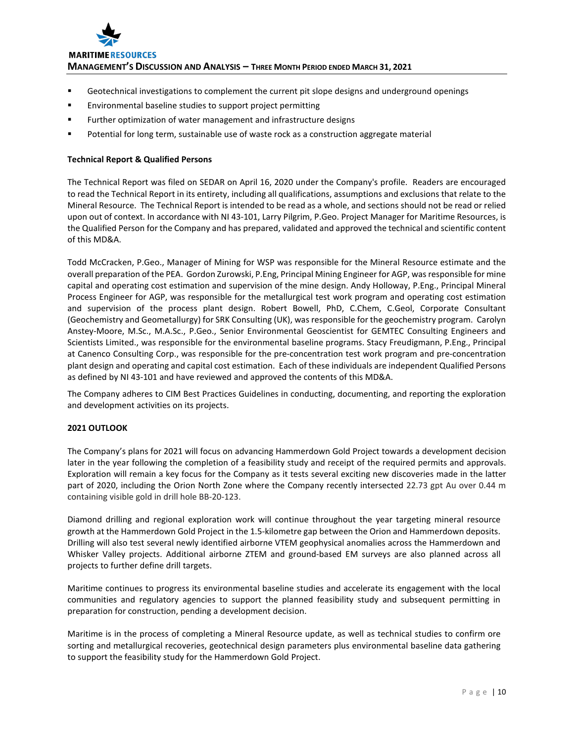- Geotechnical investigations to complement the current pit slope designs and underground openings
- Environmental baseline studies to support project permitting
- Further optimization of water management and infrastructure designs
- Potential for long term, sustainable use of waste rock as a construction aggregate material

**Technical Report & Qualified Persons**

The Technical Report was filed on SEDAR on April 16, 2020 under the Company's profile. Readers are encouraged to read the Technical Report in its entirety, including all qualifications, assumptions and exclusions that relate to the Mineral Resource. The Technical Report is intended to be read as a whole, and sections should not be read or relied upon out of context. In accordance with NI 43-101, Larry Pilgrim, P.Geo. Project Manager for Maritime Resources, is the Qualified Person for the Company and has prepared, validated and approved the technical and scientific content of this MD&A.

Todd McCracken, P.Geo., Manager of Mining for WSP was responsible for the Mineral Resource estimate and the overall preparation of the PEA. Gordon Zurowski, P.Eng, Principal Mining Engineer for AGP, was responsible for mine capital and operating cost estimation and supervision of the mine design. Andy Holloway, P.Eng., Principal Mineral Process Engineer for AGP, was responsible for the metallurgical test work program and operating cost estimation and supervision of the process plant design. Robert Bowell, PhD, C.Chem, C.Geol, Corporate Consultant (Geochemistry and Geometallurgy) for SRK Consulting (UK), was responsible for the geochemistry program. Carolyn Anstey-Moore, M.Sc., M.A.Sc., P.Geo., Senior Environmental Geoscientist for GEMTEC Consulting Engineers and Scientists Limited., was responsible for the environmental baseline programs. Stacy Freudigmann, P.Eng., Principal at Canenco Consulting Corp., was responsible for the pre-concentration test work program and pre-concentration plant design and operating and capital cost estimation. Each of these individuals are independent Qualified Persons as defined by NI 43-101 and have reviewed and approved the contents of this MD&A.

The Company adheres to CIM Best Practices Guidelines in conducting, documenting, and reporting the exploration and development activities on its projects.

**2021 OUTLOOK**

The Company's plans for 2021 will focus on advancing Hammerdown Gold Project towards a development decision later in the year following the completion of a feasibility study and receipt of the required permits and approvals. Exploration will remain a key focus for the Company as it tests several exciting new discoveries made in the latter part of 2020, including the Orion North Zone where the Company recently intersected 22.73 gpt Au over 0.44 m containing visible gold in drill hole BB-20-123.

Diamond drilling and regional exploration work will continue throughout the year targeting mineral resource growth at the Hammerdown Gold Project in the 1.5-kilometre gap between the Orion and Hammerdown deposits. Drilling will also test several newly identified airborne VTEM geophysical anomalies across the Hammerdown and Whisker Valley projects. Additional airborne ZTEM and ground-based EM surveys are also planned across all projects to further define drill targets.

Maritime continues to progress its environmental baseline studies and accelerate its engagement with the local communities and regulatory agencies to support the planned feasibility study and subsequent permitting in preparation for construction, pending a development decision.

Maritime is in the process of completing a Mineral Resource update, as well as technical studies to confirm ore sorting and metallurgical recoveries, geotechnical design parameters plus environmental baseline data gathering to support the feasibility study for the Hammerdown Gold Project.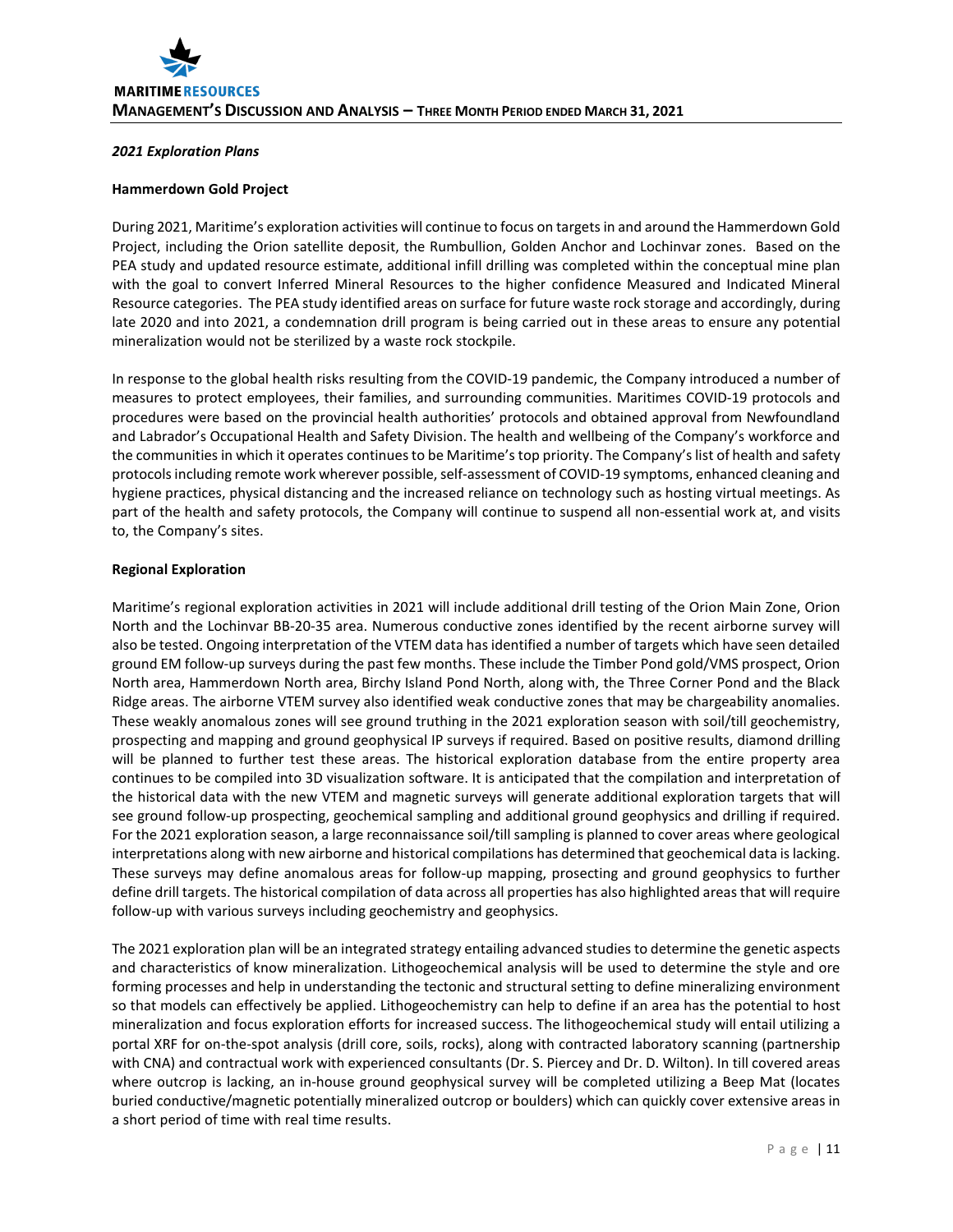*2021 Exploration Plans*

**Hammerdown Gold Project**

During 2021, Maritime's exploration activities will continue to focus on targets in and around the Hammerdown Gold Project, including the Orion satellite deposit, the Rumbullion, Golden Anchor and Lochinvar zones. Based on the PEA study and updated resource estimate, additional infill drilling was completed within the conceptual mine plan with the goal to convert Inferred Mineral Resources to the higher confidence Measured and Indicated Mineral Resource categories. The PEA study identified areas on surface for future waste rock storage and accordingly, during late 2020 and into 2021, a condemnation drill program is being carried out in these areas to ensure any potential mineralization would not be sterilized by a waste rock stockpile.

In response to the global health risks resulting from the COVID-19 pandemic, the Company introduced a number of measures to protect employees, their families, and surrounding communities. Maritimes COVID-19 protocols and procedures were based on the provincial health authorities' protocols and obtained approval from Newfoundland and Labrador's Occupational Health and Safety Division. The health and wellbeing of the Company's workforce and the communities in which it operates continues to be Maritime's top priority. The Company's list of health and safety protocols including remote work wherever possible, self-assessment of COVID-19 symptoms, enhanced cleaning and hygiene practices, physical distancing and the increased reliance on technology such as hosting virtual meetings. As part of the health and safety protocols, the Company will continue to suspend all non-essential work at, and visits to, the Company's sites.

**Regional Exploration**

Maritime's regional exploration activities in 2021 will include additional drill testing of the Orion Main Zone, Orion North and the Lochinvar BB-20-35 area. Numerous conductive zones identified by the recent airborne survey will also be tested. Ongoing interpretation of the VTEM data has identified a number of targets which have seen detailed ground EM follow-up surveys during the past few months. These include the Timber Pond gold/VMS prospect, Orion North area, Hammerdown North area, Birchy Island Pond North, along with, the Three Corner Pond and the Black Ridge areas. The airborne VTEM survey also identified weak conductive zones that may be chargeability anomalies. These weakly anomalous zones will see ground truthing in the 2021 exploration season with soil/till geochemistry, prospecting and mapping and ground geophysical IP surveys if required. Based on positive results, diamond drilling will be planned to further test these areas. The historical exploration database from the entire property area continues to be compiled into 3D visualization software. It is anticipated that the compilation and interpretation of the historical data with the new VTEM and magnetic surveys will generate additional exploration targets that will see ground follow-up prospecting, geochemical sampling and additional ground geophysics and drilling if required. For the 2021 exploration season, a large reconnaissance soil/till sampling is planned to cover areas where geological interpretations along with new airborne and historical compilations has determined that geochemical data is lacking. These surveys may define anomalous areas for follow-up mapping, prosecting and ground geophysics to further define drill targets. The historical compilation of data across all properties has also highlighted areas that will require follow-up with various surveys including geochemistry and geophysics.

The 2021 exploration plan will be an integrated strategy entailing advanced studies to determine the genetic aspects and characteristics of know mineralization. Lithogeochemical analysis will be used to determine the style and ore forming processes and help in understanding the tectonic and structural setting to define mineralizing environment so that models can effectively be applied. Lithogeochemistry can help to define if an area has the potential to host mineralization and focus exploration efforts for increased success. The lithogeochemical study will entail utilizing a portal XRF for on-the-spot analysis (drill core, soils, rocks), along with contracted laboratory scanning (partnership with CNA) and contractual work with experienced consultants (Dr. S. Piercey and Dr. D. Wilton). In till covered areas where outcrop is lacking, an in-house ground geophysical survey will be completed utilizing a Beep Mat (locates buried conductive/magnetic potentially mineralized outcrop or boulders) which can quickly cover extensive areas in a short period of time with real time results.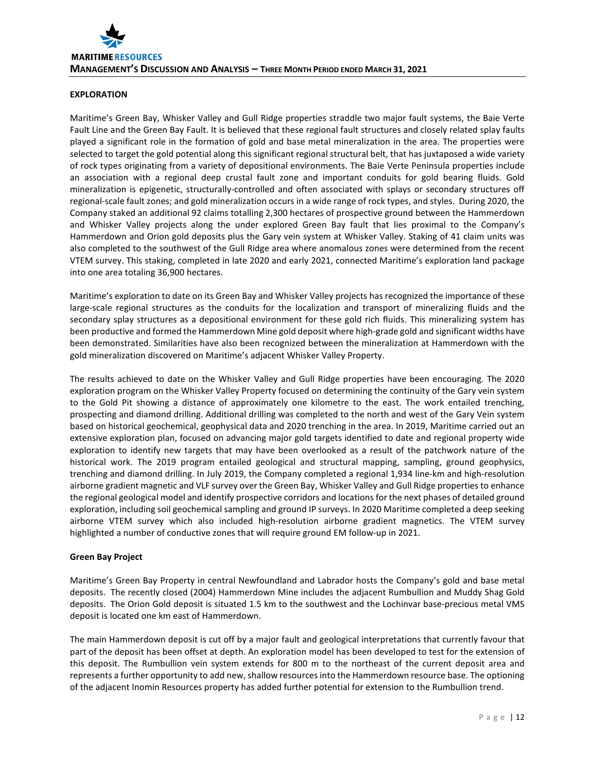## EXPLORATION

Maritime's Green Bay, Whisker Valley and Gull Ridge properties straddle two major fault systems, the Baie Verte Fault Line and the Green Bay Fault. It is believed that these regional fault structures and closely related splay faults played a significant role in the formation of gold and base metal mineralization in the area. The properties were selected to target the gold potential along this significant regional structural belt, that has juxtaposed a wide variety of rock types originating from a variety of depositional environments. The Baie Verte Peninsula properties include an association with a regional deep crustal fault zone and important conduits for gold bearing fluids. Gold mineralization is epigenetic, structurally-controlled and often associated with splays or secondary structures off regional-scale fault zones; and gold mineralization occurs in a wide range of rock types, and styles. During 2020, the Company staked an additional 92 claims totalling 2,300 hectares of prospective ground between the Hammerdown and Whisker Valley projects along the under explored Green Bay fault that lies proximal to the Company's Hammerdown and Orion gold deposits plus the Gary vein system at Whisker Valley. Staking of 41 claim units was also completed to the southwest of the Gull Ridge area where anomalous zones were determined from the recent VTEM survey. This staking, completed in late 2020 and early 2021, connected Maritime's exploration land package into one area totaling 36,900 hectares.

Maritime's exploration to date on its Green Bay and Whisker Valley projects has recognized the importance of these large-scale regional structures as the conduits for the localization and transport of mineralizing fluids and the secondary splay structures as a depositional environment for these gold rich fluids. This mineralizing system has been productive and formed the Hammerdown Mine gold deposit where high-grade gold and significant widths have been demonstrated. Similarities have also been recognized between the mineralization at Hammerdown with the gold mineralization discovered on Maritime's adjacent Whisker Valley Property.

The results achieved to date on the Whisker Valley and Gull Ridge properties have been encouraging. The 2020 exploration program on the Whisker Valley Property focused on determining the continuity of the Gary vein system to the Gold Pit showing a distance of approximately one kilometre to the east. The work entailed trenching, prospecting and diamond drilling. Additional drilling was completed to the north and west of the Gary Vein system based on historical geochemical, geophysical data and 2020 trenching in the area. In 2019, Maritime carried out an extensive exploration plan, focused on advancing major gold targets identified to date and regional property wide exploration to identify new targets that may have been overlooked as a result of the patchwork nature of the historical work. The 2019 program entailed geological and structural mapping, sampling, ground geophysics, trenching and diamond drilling. In July 2019, the Company completed a regional 1,934 line-km and high-resolution airborne gradient magnetic and VLF survey over the Green Bay, Whisker Valley and Gull Ridge properties to enhance the regional geological model and identify prospective corridors and locations for the next phases of detailed ground exploration, including soil geochemical sampling and ground IP surveys. In 2020 Maritime completed a deep seeking airborne VTEM survey which also included high-resolution airborne gradient magnetics. The VTEM survey highlighted a number of conductive zones that will require ground EM follow-up in 2021.

### Green Bay Project

Maritime's Green Bay Property in central Newfoundland and Labrador hosts the Company's gold and base metal deposits. The recently closed (2004) Hammerdown Mine includes the adjacent Rumbullion and Muddy Shag Gold deposits. The Orion Gold deposit is situated 1.5 km to the southwest and the Lochinvar base-precious metal VMS deposit is located one km east of Hammerdown.

The main Hammerdown deposit is cut off by a major fault and geological interpretations that currently favour that part of the deposit has been offset at depth. An exploration model has been developed to test for the extension of this deposit. The Rumbullion vein system extends for 800 m to the northeast of the current deposit area and represents a further opportunity to add new, shallow resources into the Hammerdown resource base. The optioning of the adjacent Inomin Resources property has added further potential for extension to the Rumbullion trend.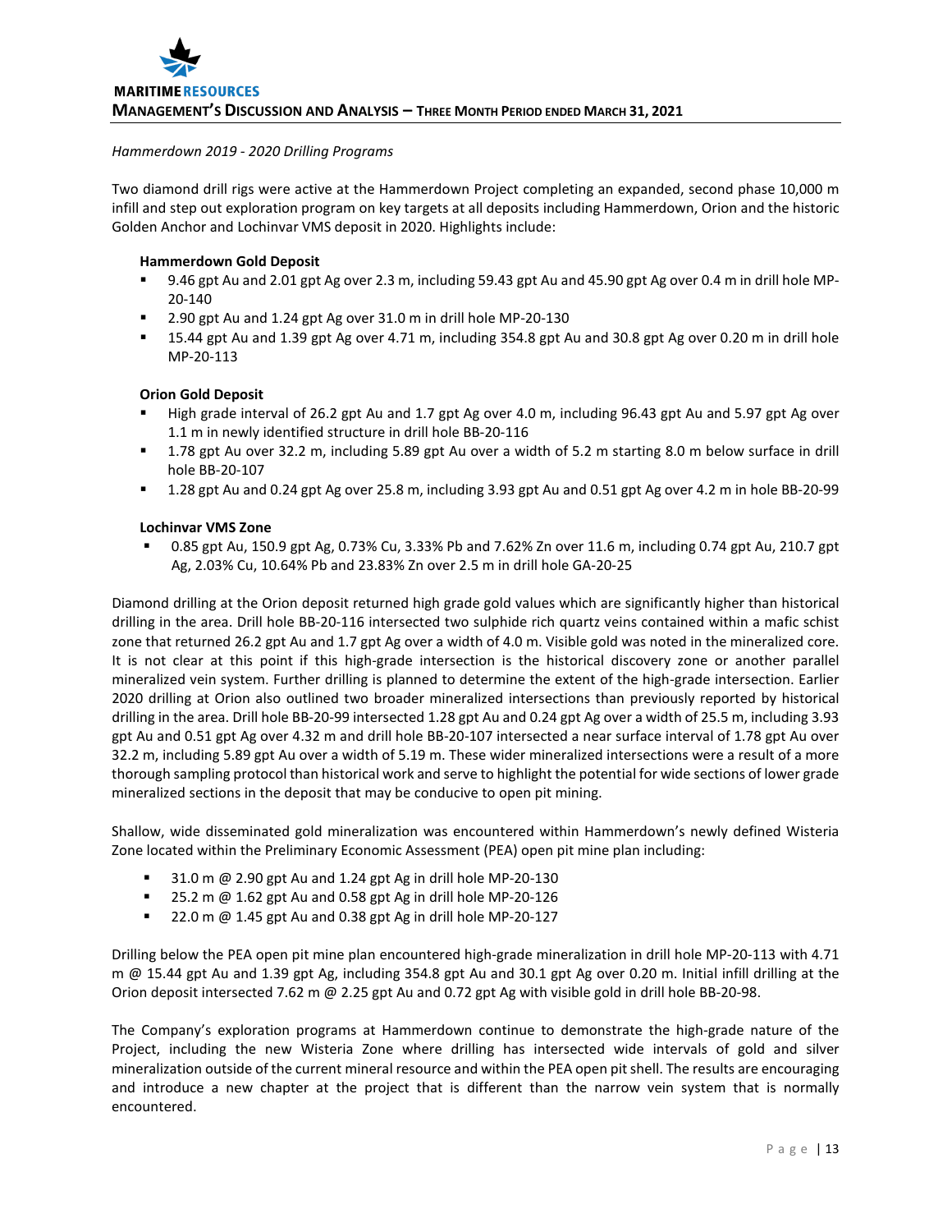*Hammerdown 2019 - 2020 Drilling Programs*

Two diamond drill rigs were active at the Hammerdown Project completing an expanded, second phase 10,000 m infill and step out exploration program on key targets at all deposits including Hammerdown, Orion and the historic Golden Anchor and Lochinvar VMS deposit in 2020. Highlights include:

**Hammerdown Gold Deposit**

- 9.46 gpt Au and 2.01 gpt Ag over 2.3 m, including 59.43 gpt Au and 45.90 gpt Ag over 0.4 m in drill hole MP-20-140
- 2.90 gpt Au and 1.24 gpt Ag over 31.0 m in drill hole MP-20-130
- 15.44 gpt Au and 1.39 gpt Ag over 4.71 m, including 354.8 gpt Au and 30.8 gpt Ag over 0.20 m in drill hole MP-20-113

**Orion Gold Deposit**

- High grade interval of 26.2 gpt Au and 1.7 gpt Ag over 4.0 m, including 96.43 gpt Au and 5.97 gpt Ag over 1.1 m in newly identified structure in drill hole BB-20-116
- 1.78 gpt Au over 32.2 m, including 5.89 gpt Au over a width of 5.2 m starting 8.0 m below surface in drill hole BB-20-107
- 1.28 gpt Au and 0.24 gpt Ag over 25.8 m, including 3.93 gpt Au and 0.51 gpt Ag over 4.2 m in hole BB-20-99

**Lochinvar VMS Zone**

- 0.85 gpt Au, 150.9 gpt Ag, 0.73% Cu, 3.33% Pb and 7.62% Zn over 11.6 m, including 0.74 gpt Au, 210.7 gpt Ag, 2.03% Cu, 10.64% Pb and 23.83% Zn over 2.5 m in drill hole GA-20-25

Diamond drilling at the Orion deposit returned high grade gold values which are significantly higher than historical drilling in the area. Drill hole BB-20-116 intersected two sulphide rich quartz veins contained within a mafic schist zone that returned 26.2 gpt Au and 1.7 gpt Ag over a width of 4.0 m. Visible gold was noted in the mineralized core. It is not clear at this point if this high-grade intersection is the historical discovery zone or another parallel mineralized vein system. Further drilling is planned to determine the extent of the high-grade intersection. Earlier 2020 drilling at Orion also outlined two broader mineralized intersections than previously reported by historical drilling in the area. Drill hole BB-20-99 intersected 1.28 gpt Au and 0.24 gpt Ag over a width of 25.5 m, including 3.93 gpt Au and 0.51 gpt Ag over 4.32 m and drill hole BB-20-107 intersected a near surface interval of 1.78 gpt Au over 32.2 m, including 5.89 gpt Au over a width of 5.19 m. These wider mineralized intersections were a result of a more thorough sampling protocol than historical work and serve to highlight the potential for wide sections of lower grade mineralized sections in the deposit that may be conducive to open pit mining.

Shallow, wide disseminated gold mineralization was encountered within Hammerdown's newly defined Wisteria Zone located within the Preliminary Economic Assessment (PEA) open pit mine plan including:

- 31.0 m @ 2.90 gpt Au and 1.24 gpt Ag in drill hole MP-20-130
- 25.2 m @ 1.62 gpt Au and 0.58 gpt Ag in drill hole MP-20-126
- 22.0 m @ 1.45 gpt Au and 0.38 gpt Ag in drill hole MP-20-127

Drilling below the PEA open pit mine plan encountered high-grade mineralization in drill hole MP-20-113 with 4.71 m @ 15.44 gpt Au and 1.39 gpt Ag, including 354.8 gpt Au and 30.1 gpt Ag over 0.20 m. Initial infill drilling at the Orion deposit intersected 7.62 m @ 2.25 gpt Au and 0.72 gpt Ag with visible gold in drill hole BB-20-98.

The Company's exploration programs at Hammerdown continue to demonstrate the high-grade nature of the Project, including the new Wisteria Zone where drilling has intersected wide intervals of gold and silver mineralization outside of the current mineral resource and within the PEA open pit shell. The results are encouraging and introduce a new chapter at the project that is different than the narrow vein system that is normally encountered.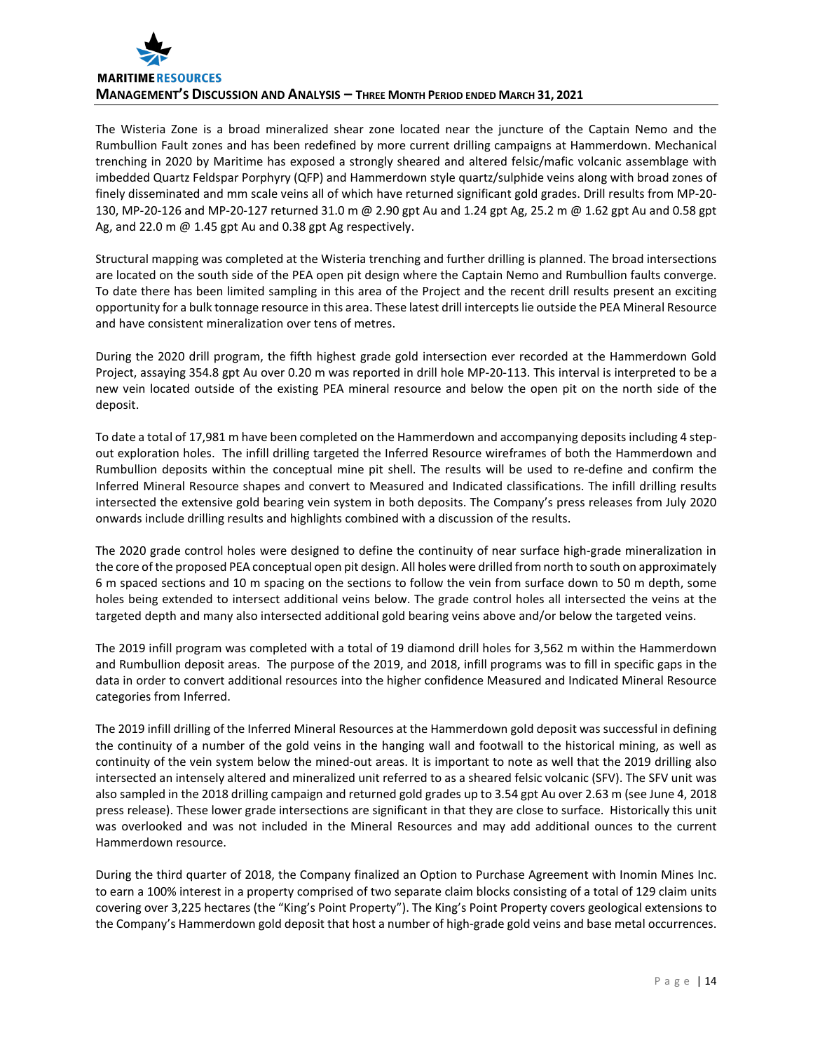The Wisteria Zone is a broad mineralized shear zone located near the juncture of the Captain Nemo and the Rumbullion Fault zones and has been redefined by more current drilling campaigns at Hammerdown. Mechanical trenching in 2020 by Maritime has exposed a strongly sheared and altered felsic/mafic volcanic assemblage with imbedded Quartz Feldspar Porphyry (QFP) and Hammerdown style quartz/sulphide veins along with broad zones of finely disseminated and mm scale veins all of which have returned significant gold grades. Drill results from MP-20-130, MP-20-126 and MP-20-127 returned 31.0 m @ 2.90 gpt Au and 1.24 gpt Ag, 25.2 m @ 1.62 gpt Au and 0.58 gpt Ag, and 22.0 m @ 1.45 gpt Au and 0.38 gpt Ag respectively.

Structural mapping was completed at the Wisteria trenching and further drilling is planned. The broad intersections are located on the south side of the PEA open pit design where the Captain Nemo and Rumbullion faults converge. To date there has been limited sampling in this area of the Project and the recent drill results present an exciting opportunity for a bulk tonnage resource in this area. These latest drill intercepts lie outside the PEA Mineral Resource and have consistent mineralization over tens of metres.

During the 2020 drill program, the fifth highest grade gold intersection ever recorded at the Hammerdown Gold Project, assaying 354.8 gpt Au over 0.20 m was reported in drill hole MP-20-113. This interval is interpreted to be a new vein located outside of the existing PEA mineral resource and below the open pit on the north side of the deposit.

To date a total of 17,981 m have been completed on the Hammerdown and accompanying deposits including 4 step-out exploration holes. The infill drilling targeted the Inferred Resource wireframes of both the Hammerdown and Rumbullion deposits within the conceptual mine pit shell. The results will be used to re-define and confirm the Inferred Mineral Resource shapes and convert to Measured and Indicated classifications. The infill drilling results intersected the extensive gold bearing vein system in both deposits. The Company's press releases from July 2020 onwards include drilling results and highlights combined with a discussion of the results.

The 2020 grade control holes were designed to define the continuity of near surface high-grade mineralization in the core of the proposed PEA conceptual open pit design. All holes were drilled from north to south on approximately 6 m spaced sections and 10 m spacing on the sections to follow the vein from surface down to 50 m depth, some holes being extended to intersect additional veins below. The grade control holes all intersected the veins at the targeted depth and many also intersected additional gold bearing veins above and/or below the targeted veins.

The 2019 infill program was completed with a total of 19 diamond drill holes for 3,562 m within the Hammerdown and Rumbullion deposit areas. The purpose of the 2019, and 2018, infill programs was to fill in specific gaps in the data in order to convert additional resources into the higher confidence Measured and Indicated Mineral Resource categories from Inferred.

The 2019 infill drilling of the Inferred Mineral Resources at the Hammerdown gold deposit was successful in defining the continuity of a number of the gold veins in the hanging wall and footwall to the historical mining, as well as continuity of the vein system below the mined-out areas. It is important to note as well that the 2019 drilling also intersected an intensely altered and mineralized unit referred to as a sheared felsic volcanic (SFV). The SFV unit was also sampled in the 2018 drilling campaign and returned gold grades up to 3.54 gpt Au over 2.63 m (see June 4, 2018 press release). These lower grade intersections are significant in that they are close to surface. Historically this unit was overlooked and was not included in the Mineral Resources and may add additional ounces to the current Hammerdown resource.

During the third quarter of 2018, the Company finalized an Option to Purchase Agreement with Inomin Mines Inc. to earn a 100% interest in a property comprised of two separate claim blocks consisting of a total of 129 claim units covering over 3,225 hectares (the "King's Point Property"). The King's Point Property covers geological extensions to the Company's Hammerdown gold deposit that host a number of high-grade gold veins and base metal occurrences.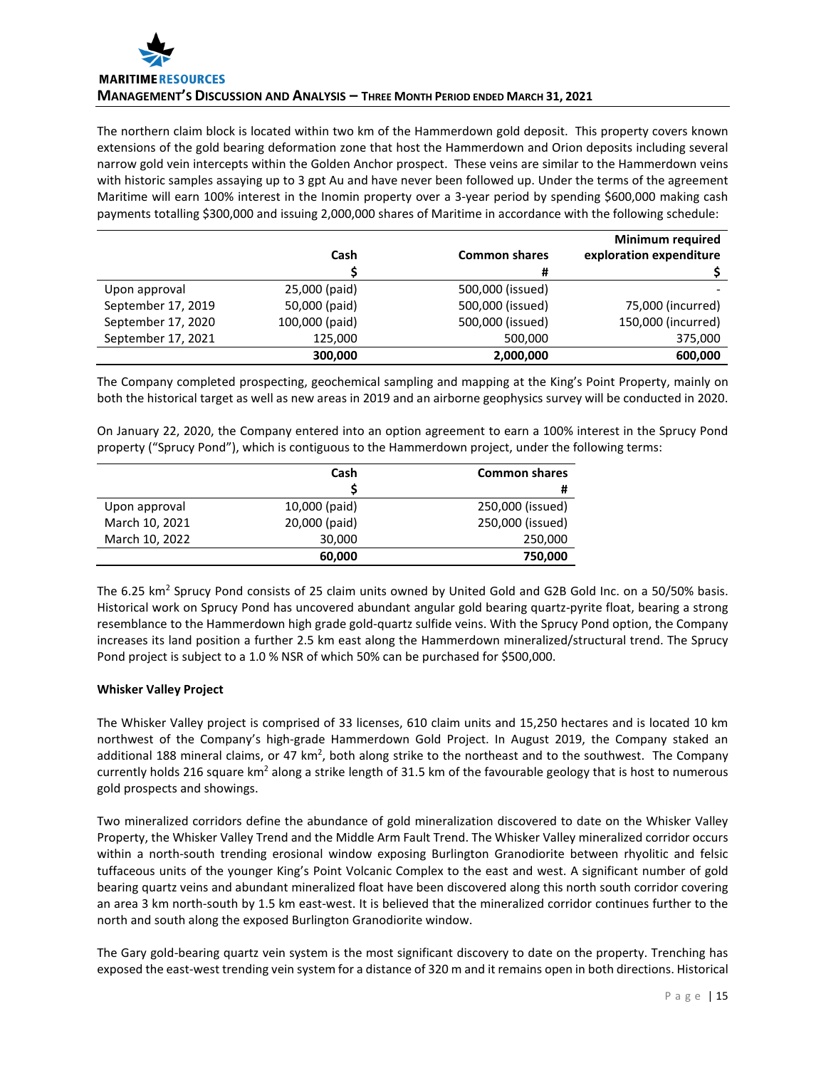The northern claim block is located within two km of the Hammerdown gold deposit. This property covers known extensions of the gold bearing deformation zone that host the Hammerdown and Orion deposits including several narrow gold vein intercepts within the Golden Anchor prospect. These veins are similar to the Hammerdown veins with historic samples assaying up to 3 gpt Au and have never been followed up. Under the terms of the agreement Maritime will earn 100% interest in the Inomin property over a 3-year period by spending $600,000 making cash payments totalling $300,000 and issuing 2,000,000 shares of Maritime in accordance with the following schedule:

| | Cash | Common shares | Minimum required exploration expenditure |
|---|---|---|---|
| | $ | # | $ |
| Upon approval | 25,000 (paid) | 500,000 (issued) | - |
| September 17, 2019 | 50,000 (paid) | 500,000 (issued) | 75,000 (incurred) |
| September 17, 2020 | 100,000 (paid) | 500,000 (issued) | 150,000 (incurred) |
| September 17, 2021 | 125,000 | 500,000 | 375,000 |
| | **300,000** | **2,000,000** | **600,000** |

The Company completed prospecting, geochemical sampling and mapping at the King's Point Property, mainly on both the historical target as well as new areas in 2019 and an airborne geophysics survey will be conducted in 2020.

On January 22, 2020, the Company entered into an option agreement to earn a 100% interest in the Sprucy Pond property ("Sprucy Pond"), which is contiguous to the Hammerdown project, under the following terms:

| | Cash | Common shares |
|---|---|---|
| | $ | # |
| Upon approval | 10,000 (paid) | 250,000 (issued) |
| March 10, 2021 | 20,000 (paid) | 250,000 (issued) |
| March 10, 2022 | 30,000 | 250,000 |
| | **60,000** | **750,000** |

The 6.25 km$^2$ Sprucy Pond consists of 25 claim units owned by United Gold and G2B Gold Inc. on a 50/50% basis. Historical work on Sprucy Pond has uncovered abundant angular gold bearing quartz-pyrite float, bearing a strong resemblance to the Hammerdown high grade gold-quartz sulfide veins. With the Sprucy Pond option, the Company increases its land position a further 2.5 km east along the Hammerdown mineralized/structural trend. The Sprucy Pond project is subject to a 1.0 % NSR of which 50% can be purchased for $500,000.

**Whisker Valley Project**

The Whisker Valley project is comprised of 33 licenses, 610 claim units and 15,250 hectares and is located 10 km northwest of the Company's high-grade Hammerdown Gold Project. In August 2019, the Company staked an additional 188 mineral claims, or 47 km$^2$, both along strike to the northeast and to the southwest. The Company currently holds 216 square km$^2$ along a strike length of 31.5 km of the favourable geology that is host to numerous gold prospects and showings.

Two mineralized corridors define the abundance of gold mineralization discovered to date on the Whisker Valley Property, the Whisker Valley Trend and the Middle Arm Fault Trend. The Whisker Valley mineralized corridor occurs within a north-south trending erosional window exposing Burlington Granodiorite between rhyolitic and felsic tuffaceous units of the younger King's Point Volcanic Complex to the east and west. A significant number of gold bearing quartz veins and abundant mineralized float have been discovered along this north south corridor covering an area 3 km north-south by 1.5 km east-west. It is believed that the mineralized corridor continues further to the north and south along the exposed Burlington Granodiorite window.

The Gary gold-bearing quartz vein system is the most significant discovery to date on the property. Trenching has exposed the east-west trending vein system for a distance of 320 m and it remains open in both directions. Historical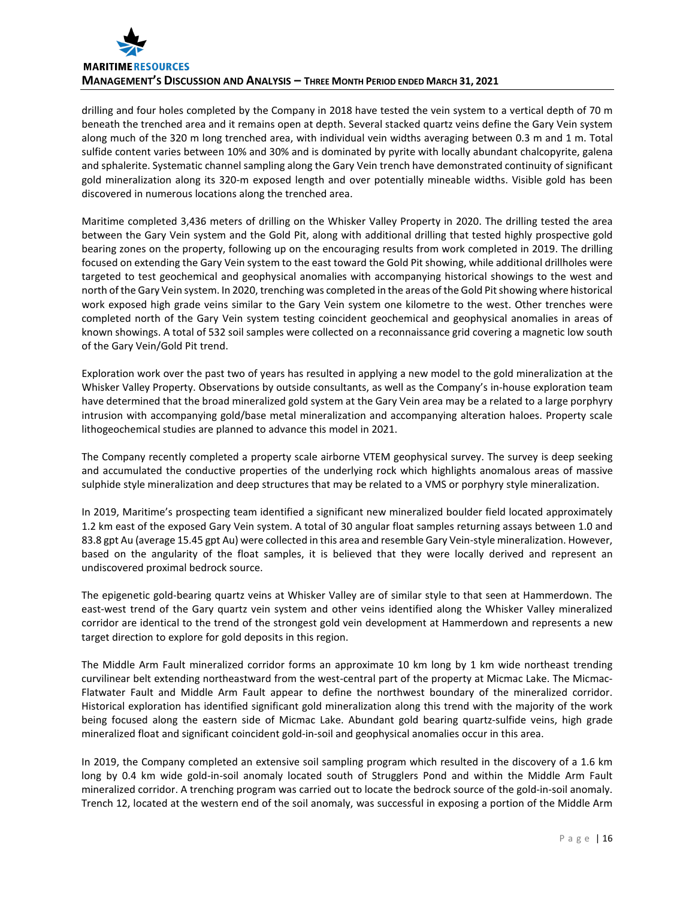drilling and four holes completed by the Company in 2018 have tested the vein system to a vertical depth of 70 m beneath the trenched area and it remains open at depth. Several stacked quartz veins define the Gary Vein system along much of the 320 m long trenched area, with individual vein widths averaging between 0.3 m and 1 m. Total sulfide content varies between 10% and 30% and is dominated by pyrite with locally abundant chalcopyrite, galena and sphalerite. Systematic channel sampling along the Gary Vein trench have demonstrated continuity of significant gold mineralization along its 320-m exposed length and over potentially mineable widths. Visible gold has been discovered in numerous locations along the trenched area.

Maritime completed 3,436 meters of drilling on the Whisker Valley Property in 2020. The drilling tested the area between the Gary Vein system and the Gold Pit, along with additional drilling that tested highly prospective gold bearing zones on the property, following up on the encouraging results from work completed in 2019. The drilling focused on extending the Gary Vein system to the east toward the Gold Pit showing, while additional drillholes were targeted to test geochemical and geophysical anomalies with accompanying historical showings to the west and north of the Gary Vein system. In 2020, trenching was completed in the areas of the Gold Pit showing where historical work exposed high grade veins similar to the Gary Vein system one kilometre to the west. Other trenches were completed north of the Gary Vein system testing coincident geochemical and geophysical anomalies in areas of known showings. A total of 532 soil samples were collected on a reconnaissance grid covering a magnetic low south of the Gary Vein/Gold Pit trend.

Exploration work over the past two of years has resulted in applying a new model to the gold mineralization at the Whisker Valley Property. Observations by outside consultants, as well as the Company's in-house exploration team have determined that the broad mineralized gold system at the Gary Vein area may be a related to a large porphyry intrusion with accompanying gold/base metal mineralization and accompanying alteration haloes. Property scale lithogeochemical studies are planned to advance this model in 2021.

The Company recently completed a property scale airborne VTEM geophysical survey. The survey is deep seeking and accumulated the conductive properties of the underlying rock which highlights anomalous areas of massive sulphide style mineralization and deep structures that may be related to a VMS or porphyry style mineralization.

In 2019, Maritime's prospecting team identified a significant new mineralized boulder field located approximately 1.2 km east of the exposed Gary Vein system. A total of 30 angular float samples returning assays between 1.0 and 83.8 gpt Au (average 15.45 gpt Au) were collected in this area and resemble Gary Vein-style mineralization. However, based on the angularity of the float samples, it is believed that they were locally derived and represent an undiscovered proximal bedrock source.

The epigenetic gold-bearing quartz veins at Whisker Valley are of similar style to that seen at Hammerdown. The east-west trend of the Gary quartz vein system and other veins identified along the Whisker Valley mineralized corridor are identical to the trend of the strongest gold vein development at Hammerdown and represents a new target direction to explore for gold deposits in this region.

The Middle Arm Fault mineralized corridor forms an approximate 10 km long by 1 km wide northeast trending curvilinear belt extending northeastward from the west-central part of the property at Micmac Lake. The Micmac-Flatwater Fault and Middle Arm Fault appear to define the northwest boundary of the mineralized corridor. Historical exploration has identified significant gold mineralization along this trend with the majority of the work being focused along the eastern side of Micmac Lake. Abundant gold bearing quartz-sulfide veins, high grade mineralized float and significant coincident gold-in-soil and geophysical anomalies occur in this area.

In 2019, the Company completed an extensive soil sampling program which resulted in the discovery of a 1.6 km long by 0.4 km wide gold-in-soil anomaly located south of Strugglers Pond and within the Middle Arm Fault mineralized corridor. A trenching program was carried out to locate the bedrock source of the gold-in-soil anomaly. Trench 12, located at the western end of the soil anomaly, was successful in exposing a portion of the Middle Arm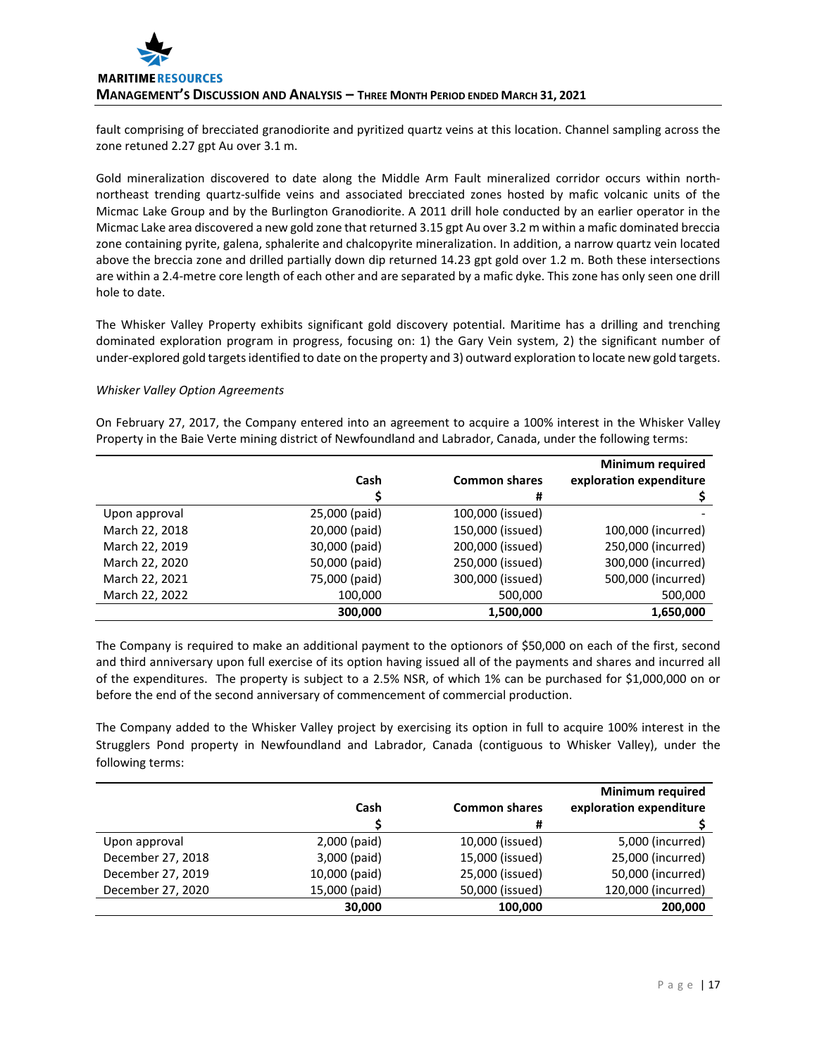fault comprising of brecciated granodiorite and pyritized quartz veins at this location. Channel sampling across the zone retuned 2.27 gpt Au over 3.1 m.

Gold mineralization discovered to date along the Middle Arm Fault mineralized corridor occurs within north-northeast trending quartz-sulfide veins and associated brecciated zones hosted by mafic volcanic units of the Micmac Lake Group and by the Burlington Granodiorite. A 2011 drill hole conducted by an earlier operator in the Micmac Lake area discovered a new gold zone that returned 3.15 gpt Au over 3.2 m within a mafic dominated breccia zone containing pyrite, galena, sphalerite and chalcopyrite mineralization. In addition, a narrow quartz vein located above the breccia zone and drilled partially down dip returned 14.23 gpt gold over 1.2 m. Both these intersections are within a 2.4-metre core length of each other and are separated by a mafic dyke. This zone has only seen one drill hole to date.

The Whisker Valley Property exhibits significant gold discovery potential. Maritime has a drilling and trenching dominated exploration program in progress, focusing on: 1) the Gary Vein system, 2) the significant number of under-explored gold targets identified to date on the property and 3) outward exploration to locate new gold targets.

*Whisker Valley Option Agreements*

On February 27, 2017, the Company entered into an agreement to acquire a 100% interest in the Whisker Valley Property in the Baie Verte mining district of Newfoundland and Labrador, Canada, under the following terms:

| | **Cash** | **Common shares** | **Minimum required exploration expenditure** |
|---|---|---|---|
| | **$** | **#** | **$** |
| Upon approval | 25,000 (paid) | 100,000 (issued) | - |
| March 22, 2018 | 20,000 (paid) | 150,000 (issued) | 100,000 (incurred) |
| March 22, 2019 | 30,000 (paid) | 200,000 (issued) | 250,000 (incurred) |
| March 22, 2020 | 50,000 (paid) | 250,000 (issued) | 300,000 (incurred) |
| March 22, 2021 | 75,000 (paid) | 300,000 (issued) | 500,000 (incurred) |
| March 22, 2022 | 100,000 | 500,000 | 500,000 |
| | **300,000** | **1,500,000** | **1,650,000** |

The Company is required to make an additional payment to the optionors of $50,000 on each of the first, second and third anniversary upon full exercise of its option having issued all of the payments and shares and incurred all of the expenditures. The property is subject to a 2.5% NSR, of which 1% can be purchased for $1,000,000 on or before the end of the second anniversary of commencement of commercial production.

The Company added to the Whisker Valley project by exercising its option in full to acquire 100% interest in the Strugglers Pond property in Newfoundland and Labrador, Canada (contiguous to Whisker Valley), under the following terms:

| | **Cash** | **Common shares** | **Minimum required exploration expenditure** |
|---|---|---|---|
| | **$** | **#** | **$** |
| Upon approval | 2,000 (paid) | 10,000 (issued) | 5,000 (incurred) |
| December 27, 2018 | 3,000 (paid) | 15,000 (issued) | 25,000 (incurred) |
| December 27, 2019 | 10,000 (paid) | 25,000 (issued) | 50,000 (incurred) |
| December 27, 2020 | 15,000 (paid) | 50,000 (issued) | 120,000 (incurred) |
| | **30,000** | **100,000** | **200,000** |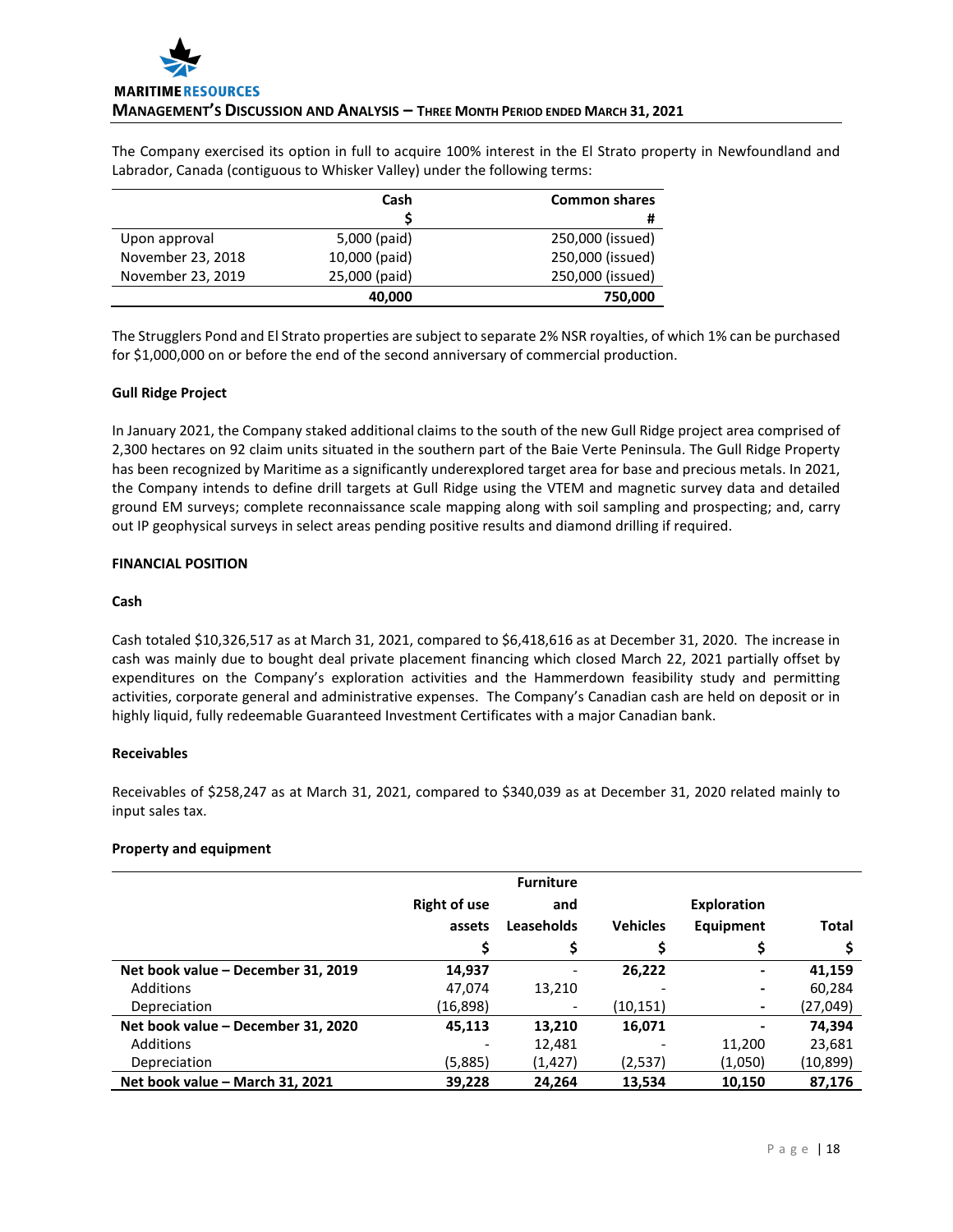The Company exercised its option in full to acquire 100% interest in the El Strato property in Newfoundland and Labrador, Canada (contiguous to Whisker Valley) under the following terms:

| | Cash<br>$ | Common shares<br># |
|---|---|---|
| Upon approval | 5,000 (paid) | 250,000 (issued) |
| November 23, 2018 | 10,000 (paid) | 250,000 (issued) |
| November 23, 2019 | 25,000 (paid) | 250,000 (issued) |
| | **40,000** | **750,000** |

The Strugglers Pond and El Strato properties are subject to separate 2% NSR royalties, of which 1% can be purchased for $1,000,000 on or before the end of the second anniversary of commercial production.

**Gull Ridge Project**

In January 2021, the Company staked additional claims to the south of the new Gull Ridge project area comprised of 2,300 hectares on 92 claim units situated in the southern part of the Baie Verte Peninsula. The Gull Ridge Property has been recognized by Maritime as a significantly underexplored target area for base and precious metals. In 2021, the Company intends to define drill targets at Gull Ridge using the VTEM and magnetic survey data and detailed ground EM surveys; complete reconnaissance scale mapping along with soil sampling and prospecting; and, carry out IP geophysical surveys in select areas pending positive results and diamond drilling if required.

**FINANCIAL POSITION**

**Cash**

Cash totaled $10,326,517 as at March 31, 2021, compared to $6,418,616 as at December 31, 2020. The increase in cash was mainly due to bought deal private placement financing which closed March 22, 2021 partially offset by expenditures on the Company's exploration activities and the Hammerdown feasibility study and permitting activities, corporate general and administrative expenses. The Company's Canadian cash are held on deposit or in highly liquid, fully redeemable Guaranteed Investment Certificates with a major Canadian bank.

**Receivables**

Receivables of $258,247 as at March 31, 2021, compared to $340,039 as at December 31, 2020 related mainly to input sales tax.

**Property and equipment**

| | Right of use assets<br>$ | Furniture and Leaseholds<br>$ | Vehicles<br>$ | Exploration Equipment<br>$ | Total<br>$ |
|---|---|---|---|---|---|
| **Net book value – December 31, 2019** | **14,937** | - | **26,222** | **-** | **41,159** |
| Additions | 47,074 | 13,210 | - | - | 60,284 |
| Depreciation | (16,898) | - | (10,151) | - | (27,049) |
| **Net book value – December 31, 2020** | **45,113** | **13,210** | **16,071** | **-** | **74,394** |
| Additions | - | 12,481 | - | 11,200 | 23,681 |
| Depreciation | (5,885) | (1,427) | (2,537) | (1,050) | (10,899) |
| **Net book value – March 31, 2021** | **39,228** | **24,264** | **13,534** | **10,150** | **87,176** |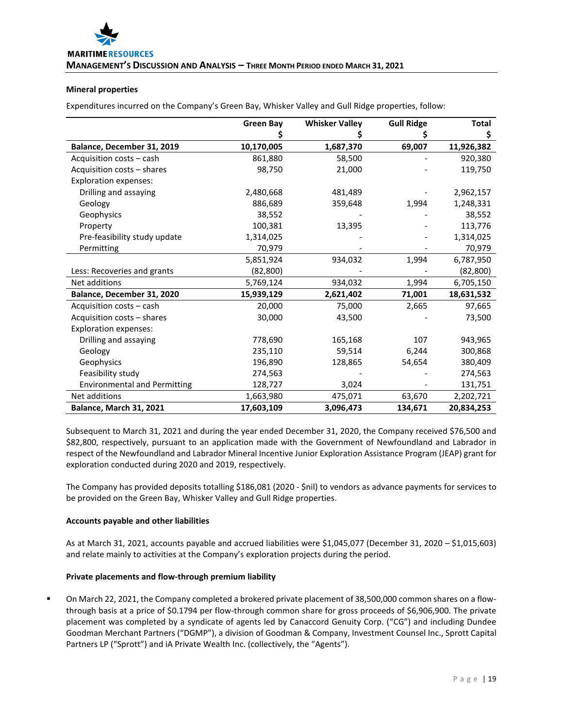### Mineral properties

Expenditures incurred on the Company's Green Bay, Whisker Valley and Gull Ridge properties, follow:

| | Green Bay<br>$ | Whisker Valley<br>$ | Gull Ridge<br>$ | Total<br>$ |
|---|---|---|---|---|
| **Balance, December 31, 2019** | **10,170,005** | **1,687,370** | **69,007** | **11,926,382** |
| Acquisition costs – cash | 861,880 | 58,500 | - | 920,380 |
| Acquisition costs – shares | 98,750 | 21,000 | - | 119,750 |
| Exploration expenses: | | | | |
| Drilling and assaying | 2,480,668 | 481,489 | - | 2,962,157 |
| Geology | 886,689 | 359,648 | 1,994 | 1,248,331 |
| Geophysics | 38,552 | - | - | 38,552 |
| Property | 100,381 | 13,395 | - | 113,776 |
| Pre-feasibility study update | 1,314,025 | - | - | 1,314,025 |
| Permitting | 70,979 | - | - | 70,979 |
| | 5,851,924 | 934,032 | 1,994 | 6,787,950 |
| Less: Recoveries and grants | (82,800) | - | - | (82,800) |
| Net additions | 5,769,124 | 934,032 | 1,994 | 6,705,150 |
| **Balance, December 31, 2020** | **15,939,129** | **2,621,402** | **71,001** | **18,631,532** |
| Acquisition costs – cash | 20,000 | 75,000 | 2,665 | 97,665 |
| Acquisition costs – shares | 30,000 | 43,500 | - | 73,500 |
| Exploration expenses: | | | | |
| Drilling and assaying | 778,690 | 165,168 | 107 | 943,965 |
| Geology | 235,110 | 59,514 | 6,244 | 300,868 |
| Geophysics | 196,890 | 128,865 | 54,654 | 380,409 |
| Feasibility study | 274,563 | - | - | 274,563 |
| Environmental and Permitting | 128,727 | 3,024 | - | 131,751 |
| Net additions | 1,663,980 | 475,071 | 63,670 | 2,202,721 |
| **Balance, March 31, 2021** | **17,603,109** | **3,096,473** | **134,671** | **20,834,253** |

Subsequent to March 31, 2021 and during the year ended December 31, 2020, the Company received $76,500 and $82,800, respectively, pursuant to an application made with the Government of Newfoundland and Labrador in respect of the Newfoundland and Labrador Mineral Incentive Junior Exploration Assistance Program (JEAP) grant for exploration conducted during 2020 and 2019, respectively.

The Company has provided deposits totalling $186,081 (2020 - $nil) to vendors as advance payments for services to be provided on the Green Bay, Whisker Valley and Gull Ridge properties.

### Accounts payable and other liabilities

As at March 31, 2021, accounts payable and accrued liabilities were $1,045,077 (December 31, 2020 – $1,015,603) and relate mainly to activities at the Company's exploration projects during the period.

### Private placements and flow-through premium liability

- On March 22, 2021, the Company completed a brokered private placement of 38,500,000 common shares on a flow-through basis at a price of $0.1794 per flow-through common share for gross proceeds of $6,906,900. The private placement was completed by a syndicate of agents led by Canaccord Genuity Corp. ("CG") and including Dundee Goodman Merchant Partners ("DGMP"), a division of Goodman & Company, Investment Counsel Inc., Sprott Capital Partners LP ("Sprott") and iA Private Wealth Inc. (collectively, the "Agents").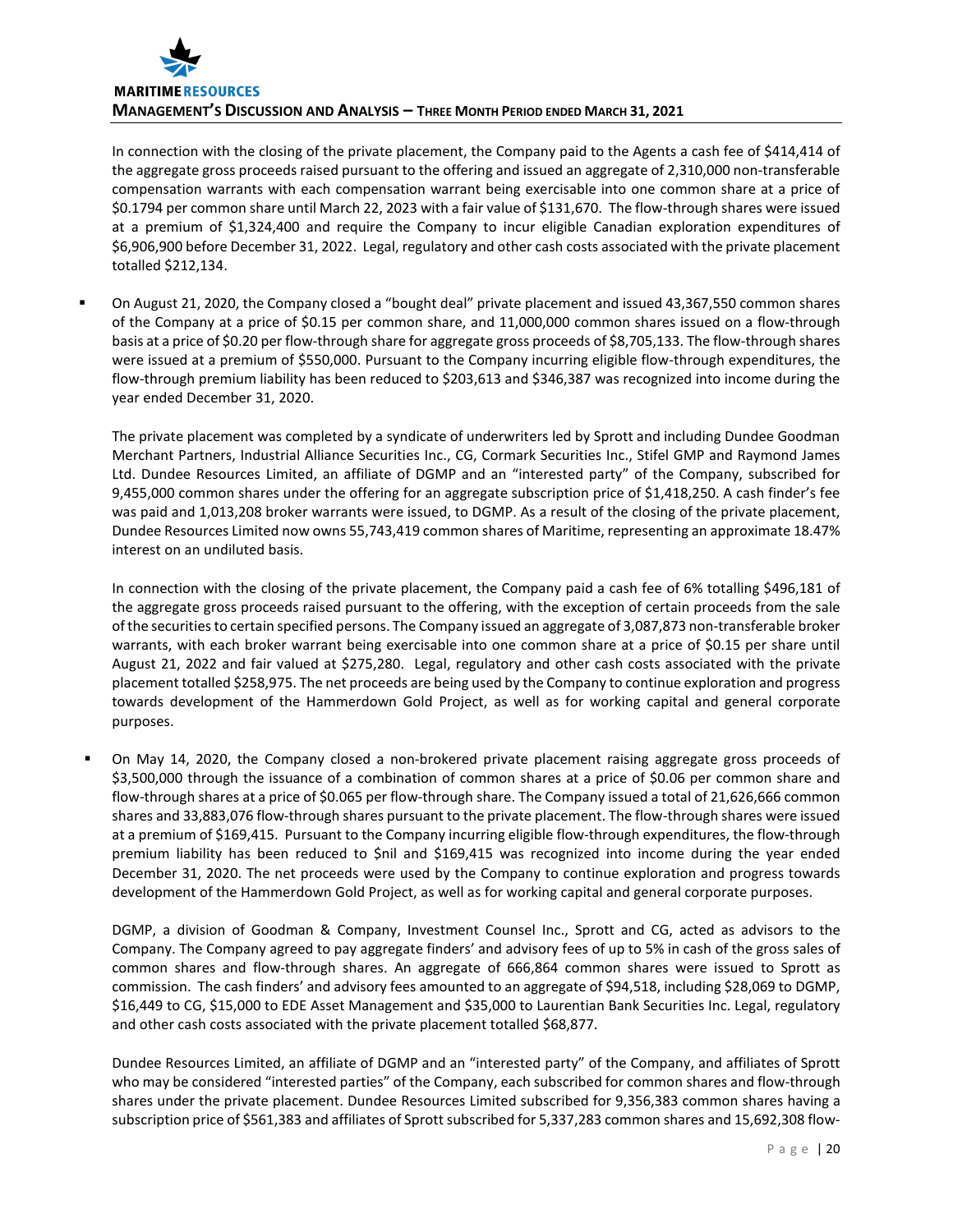In connection with the closing of the private placement, the Company paid to the Agents a cash fee of $414,414 of the aggregate gross proceeds raised pursuant to the offering and issued an aggregate of 2,310,000 non-transferable compensation warrants with each compensation warrant being exercisable into one common share at a price of $0.1794 per common share until March 22, 2023 with a fair value of $131,670. The flow-through shares were issued at a premium of $1,324,400 and require the Company to incur eligible Canadian exploration expenditures of $6,906,900 before December 31, 2022. Legal, regulatory and other cash costs associated with the private placement totalled $212,134.

- On August 21, 2020, the Company closed a "bought deal" private placement and issued 43,367,550 common shares of the Company at a price of $0.15 per common share, and 11,000,000 common shares issued on a flow-through basis at a price of $0.20 per flow-through share for aggregate gross proceeds of $8,705,133. The flow-through shares were issued at a premium of $550,000. Pursuant to the Company incurring eligible flow-through expenditures, the flow-through premium liability has been reduced to $203,613 and $346,387 was recognized into income during the year ended December 31, 2020.

  The private placement was completed by a syndicate of underwriters led by Sprott and including Dundee Goodman Merchant Partners, Industrial Alliance Securities Inc., CG, Cormark Securities Inc., Stifel GMP and Raymond James Ltd. Dundee Resources Limited, an affiliate of DGMP and an "interested party" of the Company, subscribed for 9,455,000 common shares under the offering for an aggregate subscription price of $1,418,250. A cash finder's fee was paid and 1,013,208 broker warrants were issued, to DGMP. As a result of the closing of the private placement, Dundee Resources Limited now owns 55,743,419 common shares of Maritime, representing an approximate 18.47% interest on an undiluted basis.

  In connection with the closing of the private placement, the Company paid a cash fee of 6% totalling $496,181 of the aggregate gross proceeds raised pursuant to the offering, with the exception of certain proceeds from the sale of the securities to certain specified persons. The Company issued an aggregate of 3,087,873 non-transferable broker warrants, with each broker warrant being exercisable into one common share at a price of $0.15 per share until August 21, 2022 and fair valued at $275,280. Legal, regulatory and other cash costs associated with the private placement totalled $258,975. The net proceeds are being used by the Company to continue exploration and progress towards development of the Hammerdown Gold Project, as well as for working capital and general corporate purposes.

- On May 14, 2020, the Company closed a non-brokered private placement raising aggregate gross proceeds of $3,500,000 through the issuance of a combination of common shares at a price of $0.06 per common share and flow-through shares at a price of $0.065 per flow-through share. The Company issued a total of 21,626,666 common shares and 33,883,076 flow-through shares pursuant to the private placement. The flow-through shares were issued at a premium of $169,415. Pursuant to the Company incurring eligible flow-through expenditures, the flow-through premium liability has been reduced to $nil and $169,415 was recognized into income during the year ended December 31, 2020. The net proceeds were used by the Company to continue exploration and progress towards development of the Hammerdown Gold Project, as well as for working capital and general corporate purposes.

  DGMP, a division of Goodman & Company, Investment Counsel Inc., Sprott and CG, acted as advisors to the Company. The Company agreed to pay aggregate finders' and advisory fees of up to 5% in cash of the gross sales of common shares and flow-through shares. An aggregate of 666,864 common shares were issued to Sprott as commission. The cash finders' and advisory fees amounted to an aggregate of $94,518, including $28,069 to DGMP, $16,449 to CG, $15,000 to EDE Asset Management and $35,000 to Laurentian Bank Securities Inc. Legal, regulatory and other cash costs associated with the private placement totalled $68,877.

  Dundee Resources Limited, an affiliate of DGMP and an "interested party" of the Company, and affiliates of Sprott who may be considered "interested parties" of the Company, each subscribed for common shares and flow-through shares under the private placement. Dundee Resources Limited subscribed for 9,356,383 common shares having a subscription price of $561,383 and affiliates of Sprott subscribed for 5,337,283 common shares and 15,692,308 flow-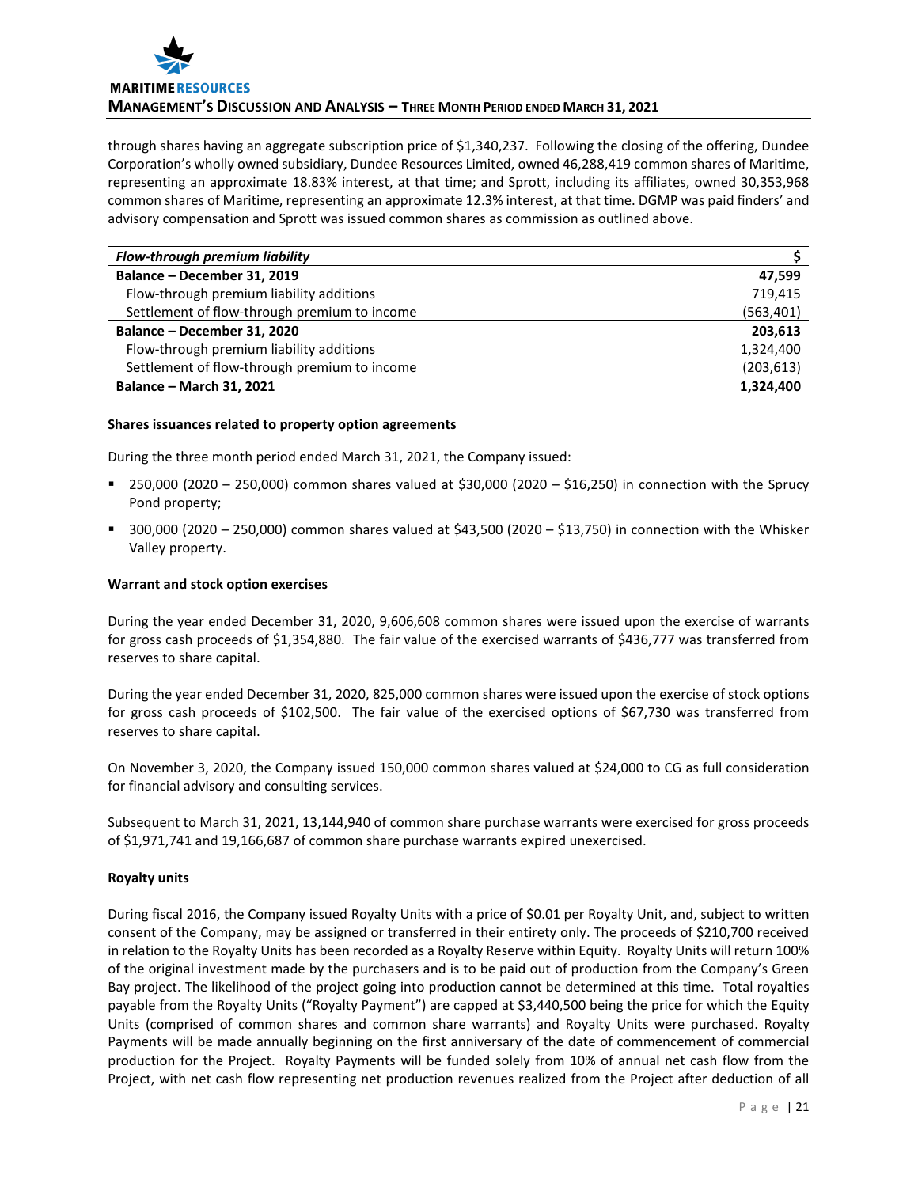through shares having an aggregate subscription price of $1,340,237. Following the closing of the offering, Dundee Corporation's wholly owned subsidiary, Dundee Resources Limited, owned 46,288,419 common shares of Maritime, representing an approximate 18.83% interest, at that time; and Sprott, including its affiliates, owned 30,353,968 common shares of Maritime, representing an approximate 12.3% interest, at that time. DGMP was paid finders' and advisory compensation and Sprott was issued common shares as commission as outlined above.

| *Flow-through premium liability* | $ |
|---|---|
| **Balance – December 31, 2019** | **47,599** |
| Flow-through premium liability additions | 719,415 |
| Settlement of flow-through premium to income | (563,401) |
| **Balance – December 31, 2020** | **203,613** |
| Flow-through premium liability additions | 1,324,400 |
| Settlement of flow-through premium to income | (203,613) |
| **Balance – March 31, 2021** | **1,324,400** |

**Shares issuances related to property option agreements**

During the three month period ended March 31, 2021, the Company issued:

- 250,000 (2020 – 250,000) common shares valued at $30,000 (2020 – $16,250) in connection with the Sprucy Pond property;
- 300,000 (2020 – 250,000) common shares valued at $43,500 (2020 – $13,750) in connection with the Whisker Valley property.

**Warrant and stock option exercises**

During the year ended December 31, 2020, 9,606,608 common shares were issued upon the exercise of warrants for gross cash proceeds of $1,354,880. The fair value of the exercised warrants of $436,777 was transferred from reserves to share capital.

During the year ended December 31, 2020, 825,000 common shares were issued upon the exercise of stock options for gross cash proceeds of $102,500. The fair value of the exercised options of $67,730 was transferred from reserves to share capital.

On November 3, 2020, the Company issued 150,000 common shares valued at $24,000 to CG as full consideration for financial advisory and consulting services.

Subsequent to March 31, 2021, 13,144,940 of common share purchase warrants were exercised for gross proceeds of $1,971,741 and 19,166,687 of common share purchase warrants expired unexercised.

**Royalty units**

During fiscal 2016, the Company issued Royalty Units with a price of $0.01 per Royalty Unit, and, subject to written consent of the Company, may be assigned or transferred in their entirety only. The proceeds of $210,700 received in relation to the Royalty Units has been recorded as a Royalty Reserve within Equity. Royalty Units will return 100% of the original investment made by the purchasers and is to be paid out of production from the Company's Green Bay project. The likelihood of the project going into production cannot be determined at this time. Total royalties payable from the Royalty Units ("Royalty Payment") are capped at $3,440,500 being the price for which the Equity Units (comprised of common shares and common share warrants) and Royalty Units were purchased. Royalty Payments will be made annually beginning on the first anniversary of the date of commencement of commercial production for the Project. Royalty Payments will be funded solely from 10% of annual net cash flow from the Project, with net cash flow representing net production revenues realized from the Project after deduction of all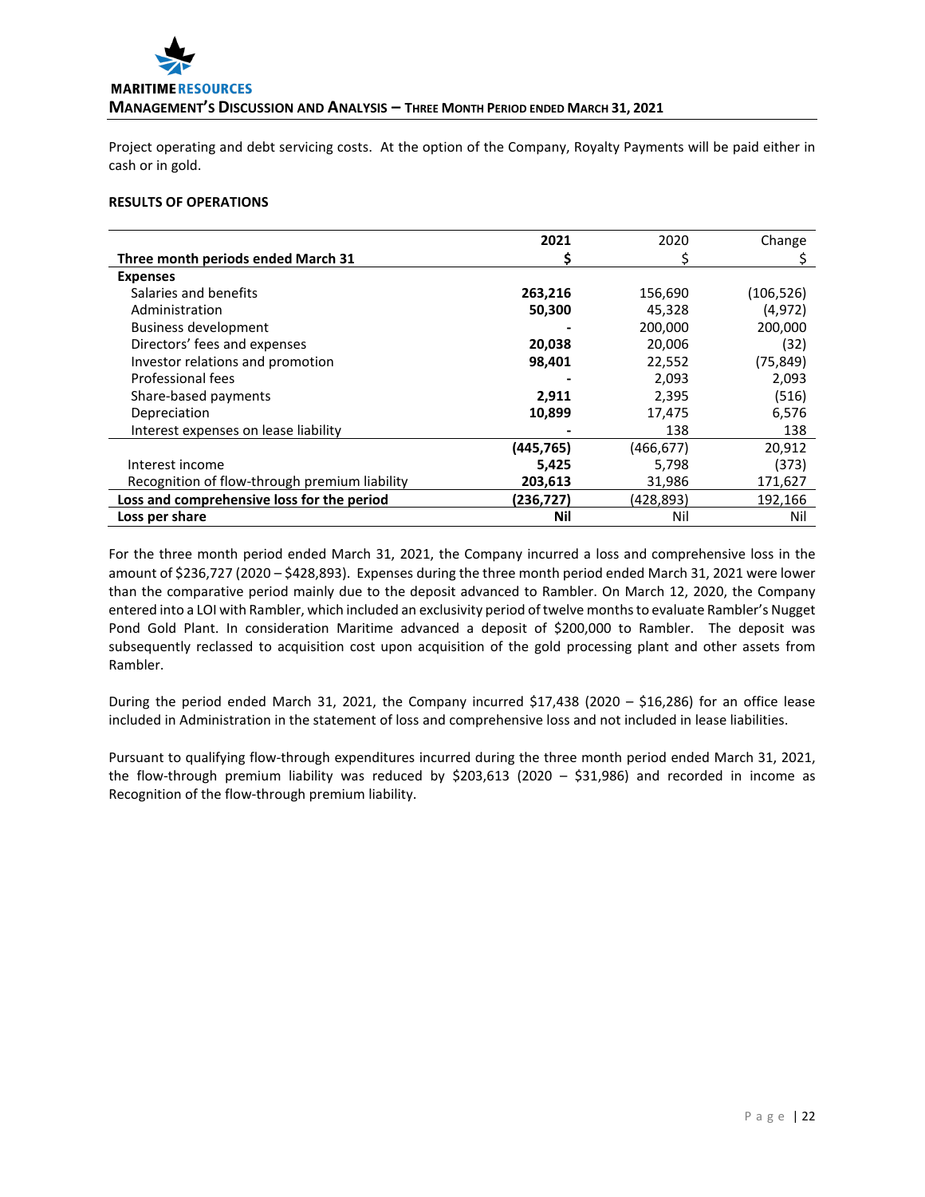Project operating and debt servicing costs. At the option of the Company, Royalty Payments will be paid either in cash or in gold.

**RESULTS OF OPERATIONS**

| Three month periods ended March 31 | 2021<br>$ | 2020<br>$ | Change<br>$ |
|---|---|---|---|
| **Expenses** | | | |
| Salaries and benefits | **263,216** | 156,690 | (106,526) |
| Administration | **50,300** | 45,328 | (4,972) |
| Business development | **-** | 200,000 | 200,000 |
| Directors' fees and expenses | **20,038** | 20,006 | (32) |
| Investor relations and promotion | **98,401** | 22,552 | (75,849) |
| Professional fees | **-** | 2,093 | 2,093 |
| Share-based payments | **2,911** | 2,395 | (516) |
| Depreciation | **10,899** | 17,475 | 6,576 |
| Interest expenses on lease liability | **-** | 138 | 138 |
| | **(445,765)** | (466,677) | 20,912 |
| Interest income | **5,425** | 5,798 | (373) |
| Recognition of flow-through premium liability | **203,613** | 31,986 | 171,627 |
| **Loss and comprehensive loss for the period** | **(236,727)** | (428,893) | 192,166 |
| **Loss per share** | **Nil** | Nil | Nil |

For the three month period ended March 31, 2021, the Company incurred a loss and comprehensive loss in the amount of $236,727 (2020 – $428,893). Expenses during the three month period ended March 31, 2021 were lower than the comparative period mainly due to the deposit advanced to Rambler. On March 12, 2020, the Company entered into a LOI with Rambler, which included an exclusivity period of twelve months to evaluate Rambler's Nugget Pond Gold Plant. In consideration Maritime advanced a deposit of $200,000 to Rambler. The deposit was subsequently reclassed to acquisition cost upon acquisition of the gold processing plant and other assets from Rambler.

During the period ended March 31, 2021, the Company incurred $17,438 (2020 – $16,286) for an office lease included in Administration in the statement of loss and comprehensive loss and not included in lease liabilities.

Pursuant to qualifying flow-through expenditures incurred during the three month period ended March 31, 2021, the flow-through premium liability was reduced by $203,613 (2020 – $31,986) and recorded in income as Recognition of the flow-through premium liability.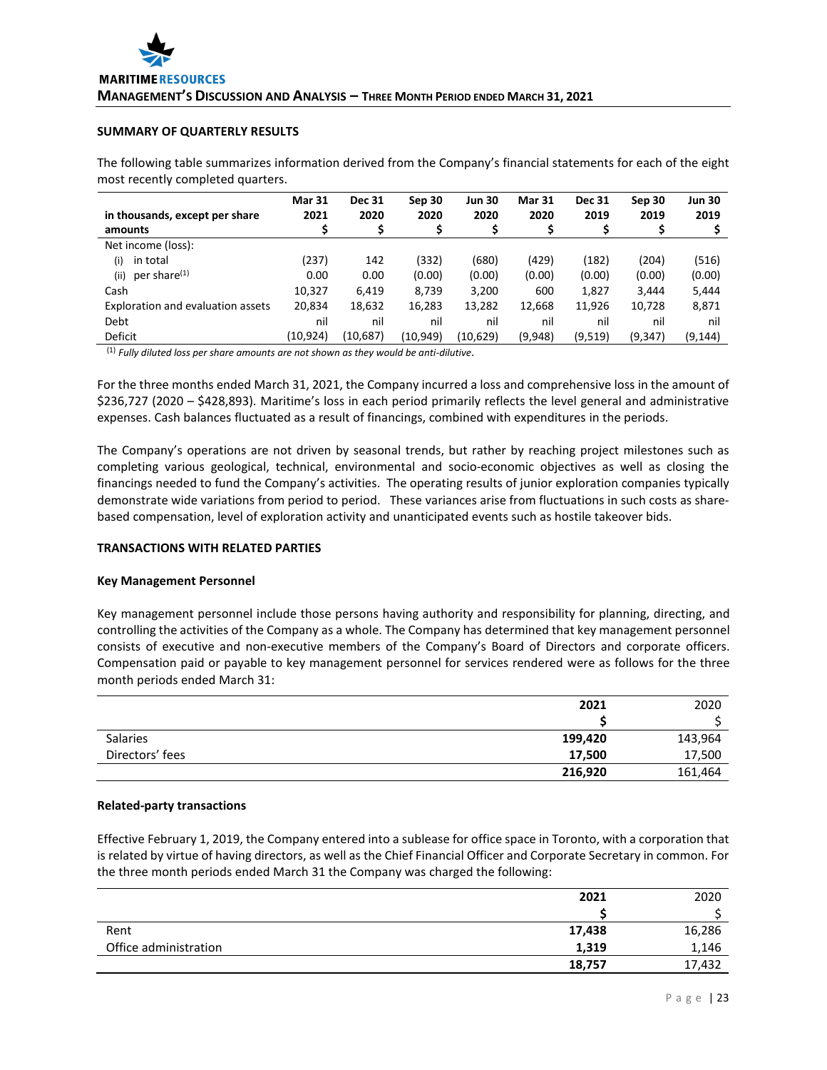## SUMMARY OF QUARTERLY RESULTS

The following table summarizes information derived from the Company's financial statements for each of the eight most recently completed quarters.

| in thousands, except per share amounts | Mar 31 2021 $ | Dec 31 2020 $ | Sep 30 2020 $ | Jun 30 2020 $ | Mar 31 2020 $ | Dec 31 2019 $ | Sep 30 2019 $ | Jun 30 2019 $ |
|---|---|---|---|---|---|---|---|---|
| Net income (loss): | | | | | | | | |
| (i) in total | (237) | 142 | (332) | (680) | (429) | (182) | (204) | (516) |
| (ii) per share[(1)] | 0.00 | 0.00 | (0.00) | (0.00) | (0.00) | (0.00) | (0.00) | (0.00) |
| Cash | 10,327 | 6,419 | 8,739 | 3,200 | 600 | 1,827 | 3,444 | 5,444 |
| Exploration and evaluation assets | 20,834 | 18,632 | 16,283 | 13,282 | 12,668 | 11,926 | 10,728 | 8,871 |
| Debt | nil | nil | nil | nil | nil | nil | nil | nil |
| Deficit | (10,924) | (10,687) | (10,949) | (10,629) | (9,948) | (9,519) | (9,347) | (9,144) |

[(1)] *Fully diluted loss per share amounts are not shown as they would be anti-dilutive*.

For the three months ended March 31, 2021, the Company incurred a loss and comprehensive loss in the amount of $236,727 (2020 – $428,893). Maritime's loss in each period primarily reflects the level general and administrative expenses. Cash balances fluctuated as a result of financings, combined with expenditures in the periods.

The Company's operations are not driven by seasonal trends, but rather by reaching project milestones such as completing various geological, technical, environmental and socio-economic objectives as well as closing the financings needed to fund the Company's activities. The operating results of junior exploration companies typically demonstrate wide variations from period to period. These variances arise from fluctuations in such costs as share-based compensation, level of exploration activity and unanticipated events such as hostile takeover bids.

## TRANSACTIONS WITH RELATED PARTIES

### Key Management Personnel

Key management personnel include those persons having authority and responsibility for planning, directing, and controlling the activities of the Company as a whole. The Company has determined that key management personnel consists of executive and non-executive members of the Company's Board of Directors and corporate officers. Compensation paid or payable to key management personnel for services rendered were as follows for the three month periods ended March 31:

| | 2021 $ | 2020 $ |
|---|---|---|
| Salaries | **199,420** | 143,964 |
| Directors' fees | **17,500** | 17,500 |
| | **216,920** | 161,464 |

### Related-party transactions

Effective February 1, 2019, the Company entered into a sublease for office space in Toronto, with a corporation that is related by virtue of having directors, as well as the Chief Financial Officer and Corporate Secretary in common. For the three month periods ended March 31 the Company was charged the following:

| | 2021 $ | 2020 $ |
|---|---|---|
| Rent | **17,438** | 16,286 |
| Office administration | **1,319** | 1,146 |
| | **18,757** | 17,432 |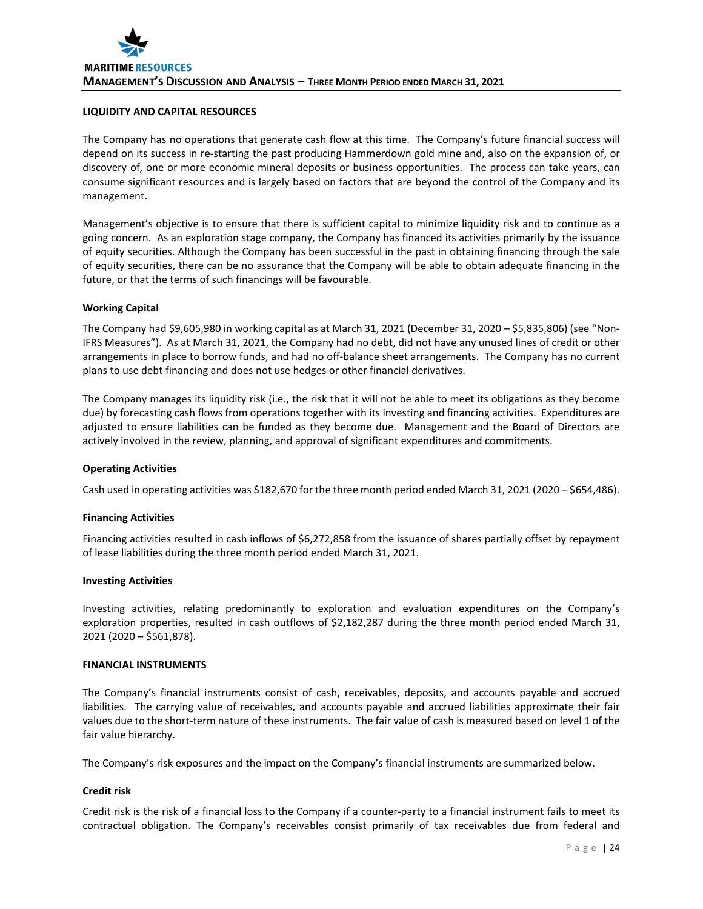## LIQUIDITY AND CAPITAL RESOURCES

The Company has no operations that generate cash flow at this time. The Company's future financial success will depend on its success in re-starting the past producing Hammerdown gold mine and, also on the expansion of, or discovery of, one or more economic mineral deposits or business opportunities. The process can take years, can consume significant resources and is largely based on factors that are beyond the control of the Company and its management.

Management's objective is to ensure that there is sufficient capital to minimize liquidity risk and to continue as a going concern. As an exploration stage company, the Company has financed its activities primarily by the issuance of equity securities. Although the Company has been successful in the past in obtaining financing through the sale of equity securities, there can be no assurance that the Company will be able to obtain adequate financing in the future, or that the terms of such financings will be favourable.

### Working Capital

The Company had $9,605,980 in working capital as at March 31, 2021 (December 31, 2020 – $5,835,806) (see "Non-IFRS Measures"). As at March 31, 2021, the Company had no debt, did not have any unused lines of credit or other arrangements in place to borrow funds, and had no off-balance sheet arrangements. The Company has no current plans to use debt financing and does not use hedges or other financial derivatives.

The Company manages its liquidity risk (i.e., the risk that it will not be able to meet its obligations as they become due) by forecasting cash flows from operations together with its investing and financing activities. Expenditures are adjusted to ensure liabilities can be funded as they become due. Management and the Board of Directors are actively involved in the review, planning, and approval of significant expenditures and commitments.

### Operating Activities

Cash used in operating activities was $182,670 for the three month period ended March 31, 2021 (2020 – $654,486).

### Financing Activities

Financing activities resulted in cash inflows of $6,272,858 from the issuance of shares partially offset by repayment of lease liabilities during the three month period ended March 31, 2021.

### Investing Activities

Investing activities, relating predominantly to exploration and evaluation expenditures on the Company's exploration properties, resulted in cash outflows of $2,182,287 during the three month period ended March 31, 2021 (2020 – $561,878).

## FINANCIAL INSTRUMENTS

The Company's financial instruments consist of cash, receivables, deposits, and accounts payable and accrued liabilities. The carrying value of receivables, and accounts payable and accrued liabilities approximate their fair values due to the short-term nature of these instruments. The fair value of cash is measured based on level 1 of the fair value hierarchy.

The Company's risk exposures and the impact on the Company's financial instruments are summarized below.

### Credit risk

Credit risk is the risk of a financial loss to the Company if a counter-party to a financial instrument fails to meet its contractual obligation. The Company's receivables consist primarily of tax receivables due from federal and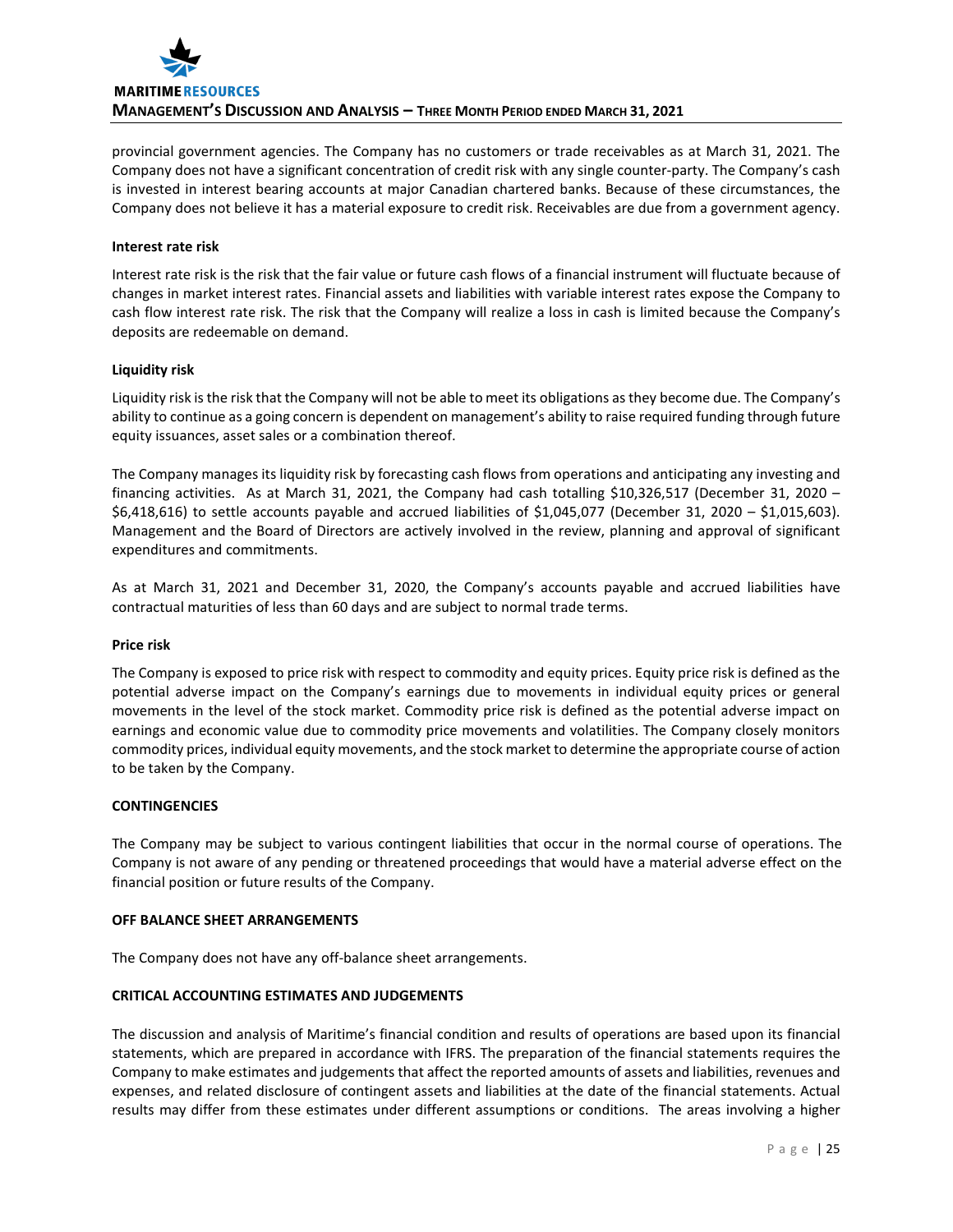provincial government agencies. The Company has no customers or trade receivables as at March 31, 2021. The Company does not have a significant concentration of credit risk with any single counter-party. The Company's cash is invested in interest bearing accounts at major Canadian chartered banks. Because of these circumstances, the Company does not believe it has a material exposure to credit risk. Receivables are due from a government agency.

**Interest rate risk**

Interest rate risk is the risk that the fair value or future cash flows of a financial instrument will fluctuate because of changes in market interest rates. Financial assets and liabilities with variable interest rates expose the Company to cash flow interest rate risk. The risk that the Company will realize a loss in cash is limited because the Company's deposits are redeemable on demand.

**Liquidity risk**

Liquidity risk is the risk that the Company will not be able to meet its obligations as they become due. The Company's ability to continue as a going concern is dependent on management's ability to raise required funding through future equity issuances, asset sales or a combination thereof.

The Company manages its liquidity risk by forecasting cash flows from operations and anticipating any investing and financing activities. As at March 31, 2021, the Company had cash totalling $10,326,517 (December 31, 2020 – $6,418,616) to settle accounts payable and accrued liabilities of $1,045,077 (December 31, 2020 – $1,015,603). Management and the Board of Directors are actively involved in the review, planning and approval of significant expenditures and commitments.

As at March 31, 2021 and December 31, 2020, the Company's accounts payable and accrued liabilities have contractual maturities of less than 60 days and are subject to normal trade terms.

**Price risk**

The Company is exposed to price risk with respect to commodity and equity prices. Equity price risk is defined as the potential adverse impact on the Company's earnings due to movements in individual equity prices or general movements in the level of the stock market. Commodity price risk is defined as the potential adverse impact on earnings and economic value due to commodity price movements and volatilities. The Company closely monitors commodity prices, individual equity movements, and the stock market to determine the appropriate course of action to be taken by the Company.

## CONTINGENCIES

The Company may be subject to various contingent liabilities that occur in the normal course of operations. The Company is not aware of any pending or threatened proceedings that would have a material adverse effect on the financial position or future results of the Company.

## OFF BALANCE SHEET ARRANGEMENTS

The Company does not have any off-balance sheet arrangements.

## CRITICAL ACCOUNTING ESTIMATES AND JUDGEMENTS

The discussion and analysis of Maritime's financial condition and results of operations are based upon its financial statements, which are prepared in accordance with IFRS. The preparation of the financial statements requires the Company to make estimates and judgements that affect the reported amounts of assets and liabilities, revenues and expenses, and related disclosure of contingent assets and liabilities at the date of the financial statements. Actual results may differ from these estimates under different assumptions or conditions. The areas involving a higher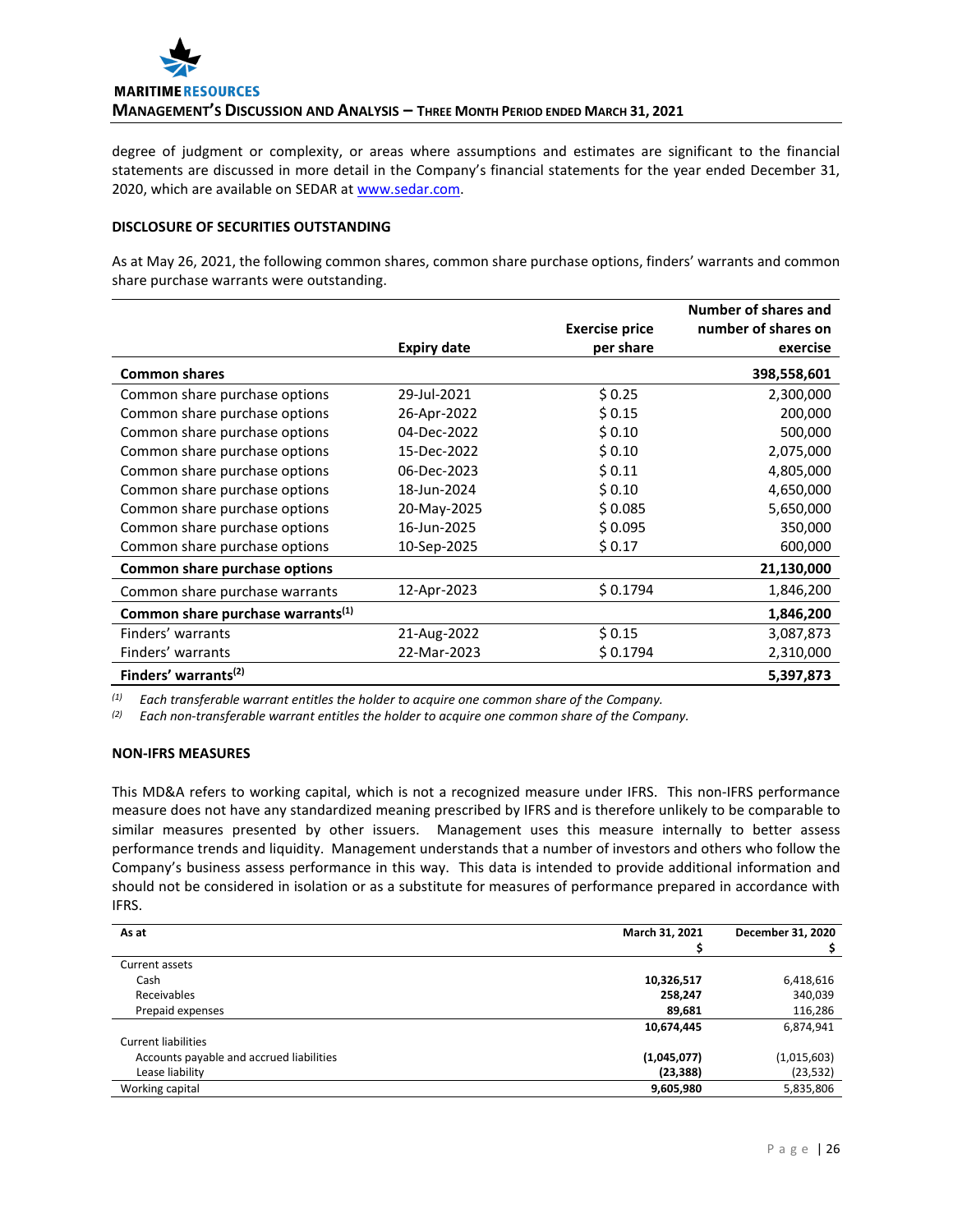degree of judgment or complexity, or areas where assumptions and estimates are significant to the financial statements are discussed in more detail in the Company's financial statements for the year ended December 31, 2020, which are available on SEDAR at www.sedar.com.

**DISCLOSURE OF SECURITIES OUTSTANDING**

As at May 26, 2021, the following common shares, common share purchase options, finders' warrants and common share purchase warrants were outstanding.

| | Expiry date | Exercise price per share | Number of shares and number of shares on exercise |
|---|---|---|---|
| **Common shares** | | | **398,558,601** |
| Common share purchase options | 29-Jul-2021 | $ 0.25 | 2,300,000 |
| Common share purchase options | 26-Apr-2022 | $ 0.15 | 200,000 |
| Common share purchase options | 04-Dec-2022 | $ 0.10 | 500,000 |
| Common share purchase options | 15-Dec-2022 | $ 0.10 | 2,075,000 |
| Common share purchase options | 06-Dec-2023 | $ 0.11 | 4,805,000 |
| Common share purchase options | 18-Jun-2024 | $ 0.10 | 4,650,000 |
| Common share purchase options | 20-May-2025 | $ 0.085 | 5,650,000 |
| Common share purchase options | 16-Jun-2025 | $ 0.095 | 350,000 |
| Common share purchase options | 10-Sep-2025 | $ 0.17 | 600,000 |
| **Common share purchase options** | | | **21,130,000** |
| Common share purchase warrants | 12-Apr-2023 | $ 0.1794 | 1,846,200 |
| **Common share purchase warrants(1)** | | | **1,846,200** |
| Finders' warrants | 21-Aug-2022 | $ 0.15 | 3,087,873 |
| Finders' warrants | 22-Mar-2023 | $ 0.1794 | 2,310,000 |
| **Finders' warrants(2)** | | | **5,397,873** |

(1) *Each transferable warrant entitles the holder to acquire one common share of the Company.*
(2) *Each non-transferable warrant entitles the holder to acquire one common share of the Company.*

**NON-IFRS MEASURES**

This MD&A refers to working capital, which is not a recognized measure under IFRS. This non-IFRS performance measure does not have any standardized meaning prescribed by IFRS and is therefore unlikely to be comparable to similar measures presented by other issuers. Management uses this measure internally to better assess performance trends and liquidity. Management understands that a number of investors and others who follow the Company's business assess performance in this way. This data is intended to provide additional information and should not be considered in isolation or as a substitute for measures of performance prepared in accordance with IFRS.

| As at | March 31, 2021 $ | December 31, 2020 $ |
|---|---|---|
| Current assets | | |
| Cash | **10,326,517** | 6,418,616 |
| Receivables | **258,247** | 340,039 |
| Prepaid expenses | **89,681** | 116,286 |
| | **10,674,445** | 6,874,941 |
| Current liabilities | | |
| Accounts payable and accrued liabilities | **(1,045,077)** | (1,015,603) |
| Lease liability | **(23,388)** | (23,532) |
| Working capital | **9,605,980** | 5,835,806 |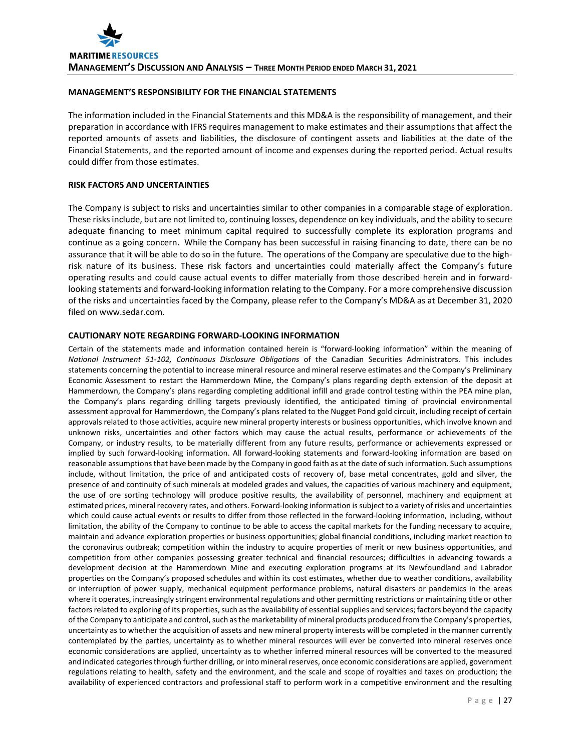## MANAGEMENT'S RESPONSIBILITY FOR THE FINANCIAL STATEMENTS

The information included in the Financial Statements and this MD&A is the responsibility of management, and their preparation in accordance with IFRS requires management to make estimates and their assumptions that affect the reported amounts of assets and liabilities, the disclosure of contingent assets and liabilities at the date of the Financial Statements, and the reported amount of income and expenses during the reported period. Actual results could differ from those estimates.

## RISK FACTORS AND UNCERTAINTIES

The Company is subject to risks and uncertainties similar to other companies in a comparable stage of exploration. These risks include, but are not limited to, continuing losses, dependence on key individuals, and the ability to secure adequate financing to meet minimum capital required to successfully complete its exploration programs and continue as a going concern. While the Company has been successful in raising financing to date, there can be no assurance that it will be able to do so in the future. The operations of the Company are speculative due to the high-risk nature of its business. These risk factors and uncertainties could materially affect the Company's future operating results and could cause actual events to differ materially from those described herein and in forward-looking statements and forward-looking information relating to the Company. For a more comprehensive discussion of the risks and uncertainties faced by the Company, please refer to the Company's MD&A as at December 31, 2020 filed on www.sedar.com.

## CAUTIONARY NOTE REGARDING FORWARD-LOOKING INFORMATION

Certain of the statements made and information contained herein is "forward-looking information" within the meaning of *National Instrument 51-102, Continuous Disclosure Obligations* of the Canadian Securities Administrators. This includes statements concerning the potential to increase mineral resource and mineral reserve estimates and the Company's Preliminary Economic Assessment to restart the Hammerdown Mine, the Company's plans regarding depth extension of the deposit at Hammerdown, the Company's plans regarding completing additional infill and grade control testing within the PEA mine plan, the Company's plans regarding drilling targets previously identified, the anticipated timing of provincial environmental assessment approval for Hammerdown, the Company's plans related to the Nugget Pond gold circuit, including receipt of certain approvals related to those activities, acquire new mineral property interests or business opportunities, which involve known and unknown risks, uncertainties and other factors which may cause the actual results, performance or achievements of the Company, or industry results, to be materially different from any future results, performance or achievements expressed or implied by such forward-looking information. All forward-looking statements and forward-looking information are based on reasonable assumptions that have been made by the Company in good faith as at the date of such information. Such assumptions include, without limitation, the price of and anticipated costs of recovery of, base metal concentrates, gold and silver, the presence of and continuity of such minerals at modeled grades and values, the capacities of various machinery and equipment, the use of ore sorting technology will produce positive results, the availability of personnel, machinery and equipment at estimated prices, mineral recovery rates, and others. Forward-looking information is subject to a variety of risks and uncertainties which could cause actual events or results to differ from those reflected in the forward-looking information, including, without limitation, the ability of the Company to continue to be able to access the capital markets for the funding necessary to acquire, maintain and advance exploration properties or business opportunities; global financial conditions, including market reaction to the coronavirus outbreak; competition within the industry to acquire properties of merit or new business opportunities, and competition from other companies possessing greater technical and financial resources; difficulties in advancing towards a development decision at the Hammerdown Mine and executing exploration programs at its Newfoundland and Labrador properties on the Company's proposed schedules and within its cost estimates, whether due to weather conditions, availability or interruption of power supply, mechanical equipment performance problems, natural disasters or pandemics in the areas where it operates, increasingly stringent environmental regulations and other permitting restrictions or maintaining title or other factors related to exploring of its properties, such as the availability of essential supplies and services; factors beyond the capacity of the Company to anticipate and control, such as the marketability of mineral products produced from the Company's properties, uncertainty as to whether the acquisition of assets and new mineral property interests will be completed in the manner currently contemplated by the parties, uncertainty as to whether mineral resources will ever be converted into mineral reserves once economic considerations are applied, uncertainty as to whether inferred mineral resources will be converted to the measured and indicated categories through further drilling, or into mineral reserves, once economic considerations are applied, government regulations relating to health, safety and the environment, and the scale and scope of royalties and taxes on production; the availability of experienced contractors and professional staff to perform work in a competitive environment and the resulting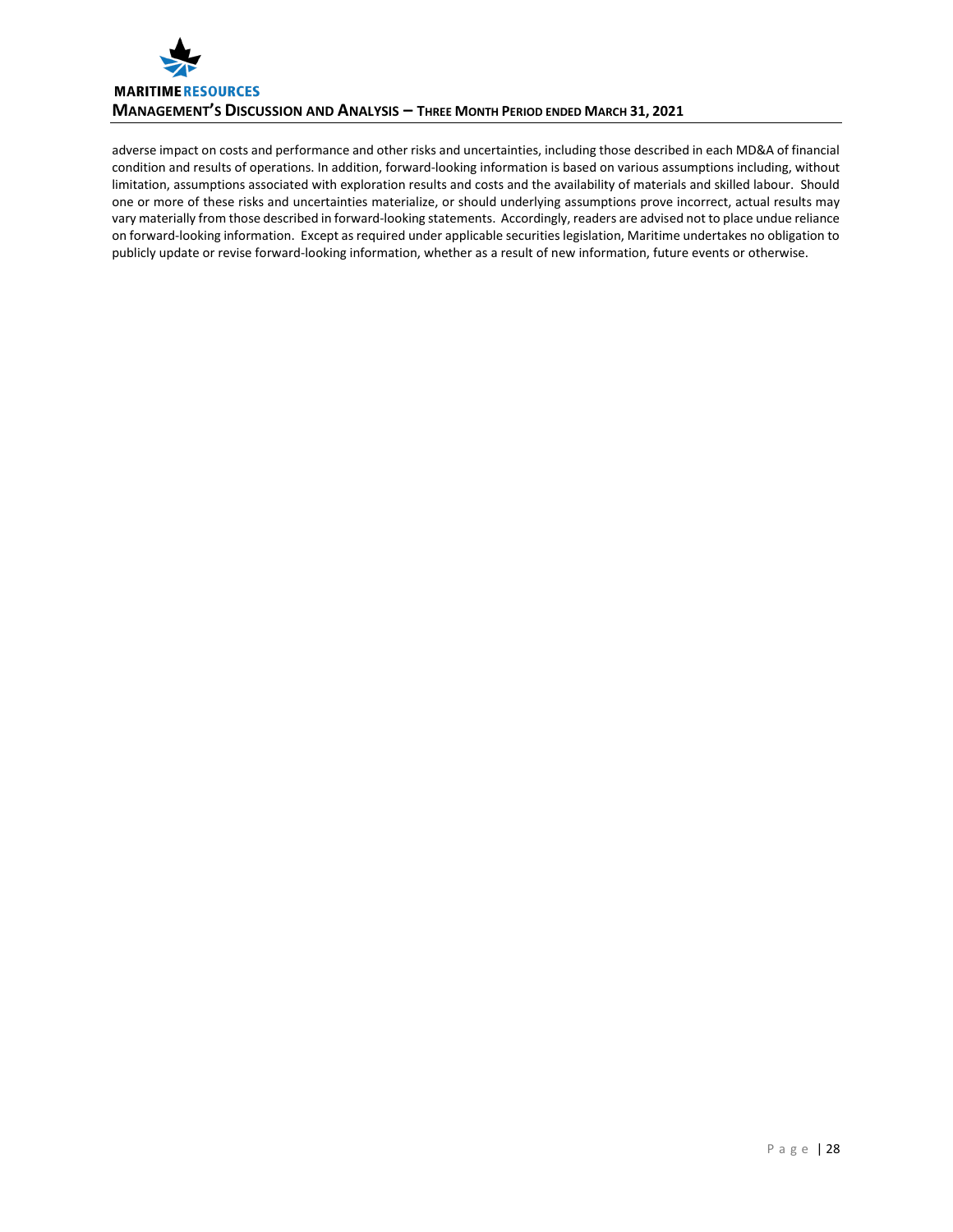adverse impact on costs and performance and other risks and uncertainties, including those described in each MD&A of financial condition and results of operations. In addition, forward-looking information is based on various assumptions including, without limitation, assumptions associated with exploration results and costs and the availability of materials and skilled labour. Should one or more of these risks and uncertainties materialize, or should underlying assumptions prove incorrect, actual results may vary materially from those described in forward-looking statements. Accordingly, readers are advised not to place undue reliance on forward-looking information. Except as required under applicable securities legislation, Maritime undertakes no obligation to publicly update or revise forward-looking information, whether as a result of new information, future events or otherwise.